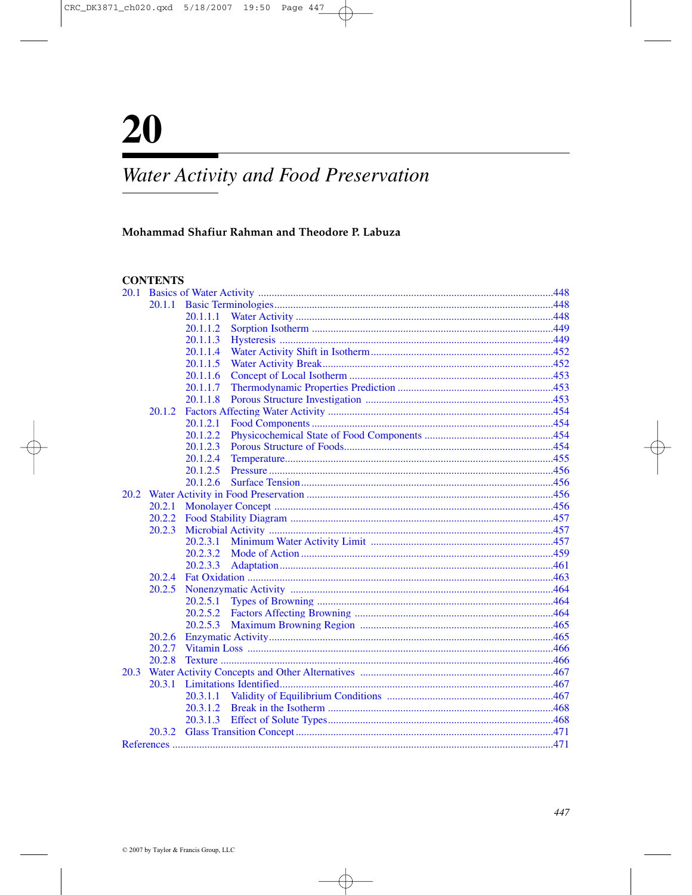# 20 Water Activity and Food Preservation

**Mohammad Shafiur Rahman and Theodore P. Labuza**

## CONTENTS

- 20.1 Basics of Water Activity ....... 448
  - 20.1.1 Basic Terminologies ....... 448
    - 20.1.1.1 Water Activity ....... 448
    - 20.1.1.2 Sorption Isotherm ....... 449
    - 20.1.1.3 Hysteresis ....... 449
    - 20.1.1.4 Water Activity Shift in Isotherm ....... 452
    - 20.1.1.5 Water Activity Break ....... 452
    - 20.1.1.6 Concept of Local Isotherm ....... 453
    - 20.1.1.7 Thermodynamic Properties Prediction ....... 453
    - 20.1.1.8 Porous Structure Investigation ....... 453
  - 20.1.2 Factors Affecting Water Activity ....... 454
    - 20.1.2.1 Food Components ....... 454
    - 20.1.2.2 Physicochemical State of Food Components ....... 454
    - 20.1.2.3 Porous Structure of Foods ....... 454
    - 20.1.2.4 Temperature ....... 455
    - 20.1.2.5 Pressure ....... 456
    - 20.1.2.6 Surface Tension ....... 456
- 20.2 Water Activity in Food Preservation ....... 456
  - 20.2.1 Monolayer Concept ....... 456
  - 20.2.2 Food Stability Diagram ....... 457
  - 20.2.3 Microbial Activity ....... 457
    - 20.2.3.1 Minimum Water Activity Limit ....... 457
    - 20.2.3.2 Mode of Action ....... 459
    - 20.2.3.3 Adaptation ....... 461
  - 20.2.4 Fat Oxidation ....... 463
  - 20.2.5 Nonenzymatic Activity ....... 464
    - 20.2.5.1 Types of Browning ....... 464
    - 20.2.5.2 Factors Affecting Browning ....... 464
    - 20.2.5.3 Maximum Browning Region ....... 465
  - 20.2.6 Enzymatic Activity ....... 465
  - 20.2.7 Vitamin Loss ....... 466
  - 20.2.8 Texture ....... 466
- 20.3 Water Activity Concepts and Other Alternatives ....... 467
  - 20.3.1 Limitations Identified ....... 467
    - 20.3.1.1 Validity of Equilibrium Conditions ....... 467
    - 20.3.1.2 Break in the Isotherm ....... 468
    - 20.3.1.3 Effect of Solute Types ....... 468
  - 20.3.2 Glass Transition Concept ....... 471
- References ....... 471

© 2007 by Taylor & Francis Group, LLC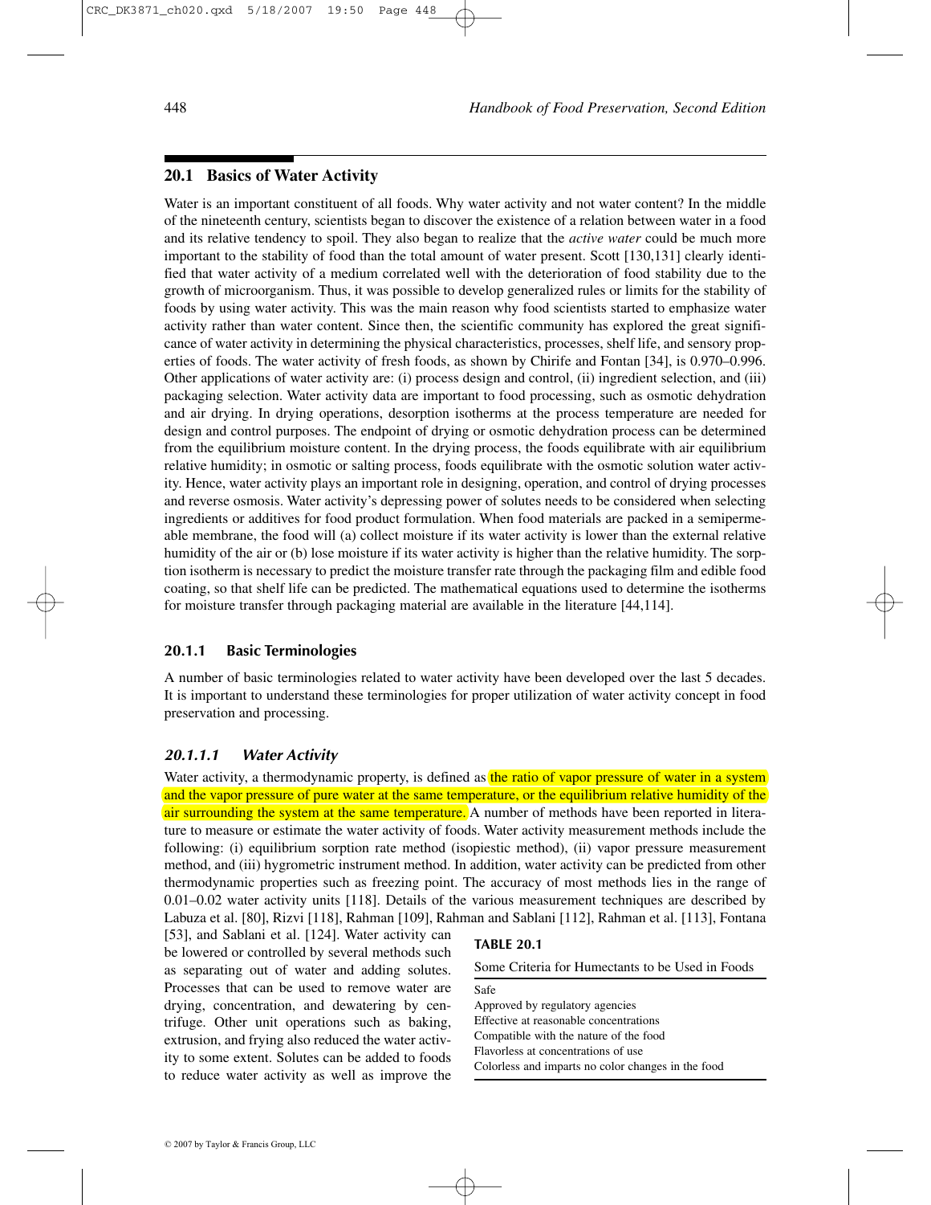## 20.1 Basics of Water Activity

Water is an important constituent of all foods. Why water activity and not water content? In the middle of the nineteenth century, scientists began to discover the existence of a relation between water in a food and its relative tendency to spoil. They also began to realize that the *active water* could be much more important to the stability of food than the total amount of water present. Scott [130,131] clearly identified that water activity of a medium correlated well with the deterioration of food stability due to the growth of microorganism. Thus, it was possible to develop generalized rules or limits for the stability of foods by using water activity. This was the main reason why food scientists started to emphasize water activity rather than water content. Since then, the scientific community has explored the great significance of water activity in determining the physical characteristics, processes, shelf life, and sensory properties of foods. The water activity of fresh foods, as shown by Chirife and Fontan [34], is 0.970–0.996. Other applications of water activity are: (i) process design and control, (ii) ingredient selection, and (iii) packaging selection. Water activity data are important to food processing, such as osmotic dehydration and air drying. In drying operations, desorption isotherms at the process temperature are needed for design and control purposes. The endpoint of drying or osmotic dehydration process can be determined from the equilibrium moisture content. In the drying process, the foods equilibrate with air equilibrium relative humidity; in osmotic or salting process, foods equilibrate with the osmotic solution water activity. Hence, water activity plays an important role in designing, operation, and control of drying processes and reverse osmosis. Water activity's depressing power of solutes needs to be considered when selecting ingredients or additives for food product formulation. When food materials are packed in a semipermeable membrane, the food will (a) collect moisture if its water activity is lower than the external relative humidity of the air or (b) lose moisture if its water activity is higher than the relative humidity. The sorption isotherm is necessary to predict the moisture transfer rate through the packaging film and edible food coating, so that shelf life can be predicted. The mathematical equations used to determine the isotherms for moisture transfer through packaging material are available in the literature [44,114].

### 20.1.1 Basic Terminologies

A number of basic terminologies related to water activity have been developed over the last 5 decades. It is important to understand these terminologies for proper utilization of water activity concept in food preservation and processing.

#### *20.1.1.1 Water Activity*

Water activity, a thermodynamic property, is defined as the ratio of vapor pressure of water in a system and the vapor pressure of pure water at the same temperature, or the equilibrium relative humidity of the air surrounding the system at the same temperature. A number of methods have been reported in literature to measure or estimate the water activity of foods. Water activity measurement methods include the following: (i) equilibrium sorption rate method (isopiestic method), (ii) vapor pressure measurement method, and (iii) hygrometric instrument method. In addition, water activity can be predicted from other thermodynamic properties such as freezing point. The accuracy of most methods lies in the range of 0.01–0.02 water activity units [118]. Details of the various measurement techniques are described by Labuza et al. [80], Rizvi [118], Rahman [109], Rahman and Sablani [112], Rahman et al. [113], Fontana [53], and Sablani et al. [124]. Water activity can be lowered or controlled by several methods such as separating out of water and adding solutes. Processes that can be used to remove water are drying, concentration, and dewatering by centrifuge. Other unit operations such as baking, extrusion, and frying also reduced the water activity to some extent. Solutes can be added to foods to reduce water activity as well as improve the

**TABLE 20.1**

Some Criteria for Humectants to be Used in Foods

| |
|---|
| Safe |
| Approved by regulatory agencies |
| Effective at reasonable concentrations |
| Compatible with the nature of the food |
| Flavorless at concentrations of use |
| Colorless and imparts no color changes in the food |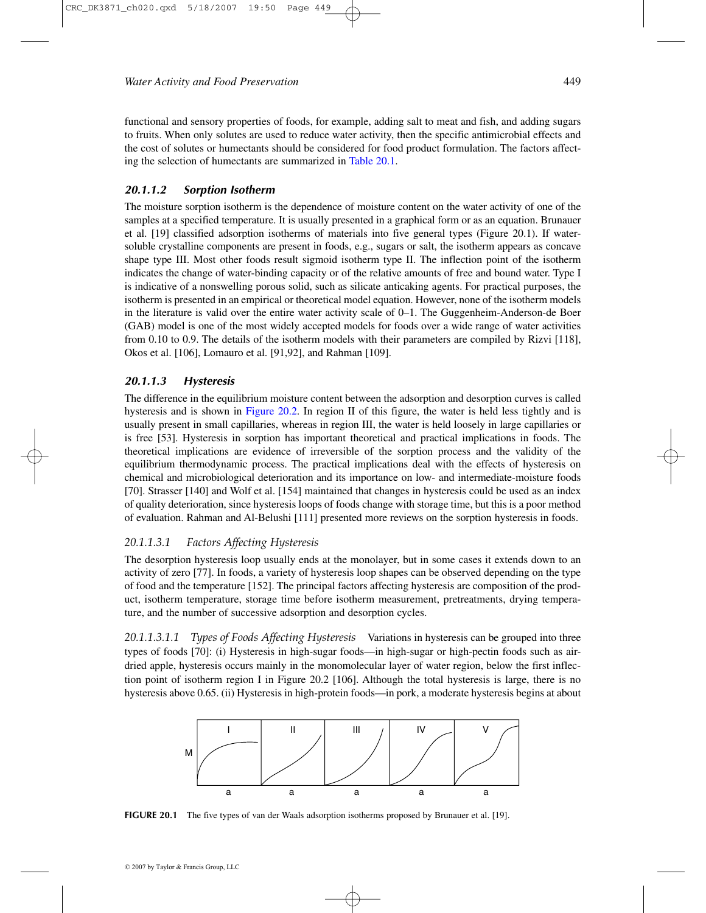functional and sensory properties of foods, for example, adding salt to meat and fish, and adding sugars to fruits. When only solutes are used to reduce water activity, then the specific antimicrobial effects and the cost of solutes or humectants should be considered for food product formulation. The factors affecting the selection of humectants are summarized in Table 20.1.

#### *20.1.1.2 Sorption Isotherm*

The moisture sorption isotherm is the dependence of moisture content on the water activity of one of the samples at a specified temperature. It is usually presented in a graphical form or as an equation. Brunauer et al. [19] classified adsorption isotherms of materials into five general types (Figure 20.1). If water-soluble crystalline components are present in foods, e.g., sugars or salt, the isotherm appears as concave shape type III. Most other foods result sigmoid isotherm type II. The inflection point of the isotherm indicates the change of water-binding capacity or of the relative amounts of free and bound water. Type I is indicative of a nonswelling porous solid, such as silicate anticaking agents. For practical purposes, the isotherm is presented in an empirical or theoretical model equation. However, none of the isotherm models in the literature is valid over the entire water activity scale of 0–1. The Guggenheim-Anderson-de Boer (GAB) model is one of the most widely accepted models for foods over a wide range of water activities from 0.10 to 0.9. The details of the isotherm models with their parameters are compiled by Rizvi [118], Okos et al. [106], Lomauro et al. [91,92], and Rahman [109].

#### *20.1.1.3 Hysteresis*

The difference in the equilibrium moisture content between the adsorption and desorption curves is called hysteresis and is shown in Figure 20.2. In region II of this figure, the water is held less tightly and is usually present in small capillaries, whereas in region III, the water is held loosely in large capillaries or is free [53]. Hysteresis in sorption has important theoretical and practical implications in foods. The theoretical implications are evidence of irreversible of the sorption process and the validity of the equilibrium thermodynamic process. The practical implications deal with the effects of hysteresis on chemical and microbiological deterioration and its importance on low- and intermediate-moisture foods [70]. Strasser [140] and Wolf et al. [154] maintained that changes in hysteresis could be used as an index of quality deterioration, since hysteresis loops of foods change with storage time, but this is a poor method of evaluation. Rahman and Al-Belushi [111] presented more reviews on the sorption hysteresis in foods.

##### *20.1.1.3.1 Factors Affecting Hysteresis*

The desorption hysteresis loop usually ends at the monolayer, but in some cases it extends down to an activity of zero [77]. In foods, a variety of hysteresis loop shapes can be observed depending on the type of food and the temperature [152]. The principal factors affecting hysteresis are composition of the product, isotherm temperature, storage time before isotherm measurement, pretreatments, drying temperature, and the number of successive adsorption and desorption cycles.

*20.1.1.3.1.1 Types of Foods Affecting Hysteresis* Variations in hysteresis can be grouped into three types of foods [70]: (i) Hysteresis in high-sugar foods—in high-sugar or high-pectin foods such as air-dried apple, hysteresis occurs mainly in the monomolecular layer of water region, below the first inflection point of isotherm region I in Figure 20.2 [106]. Although the total hysteresis is large, there is no hysteresis above 0.65. (ii) Hysteresis in high-protein foods—in pork, a moderate hysteresis begins at about

**FIGURE 20.1** The five types of van der Waals adsorption isotherms proposed by Brunauer et al. [19].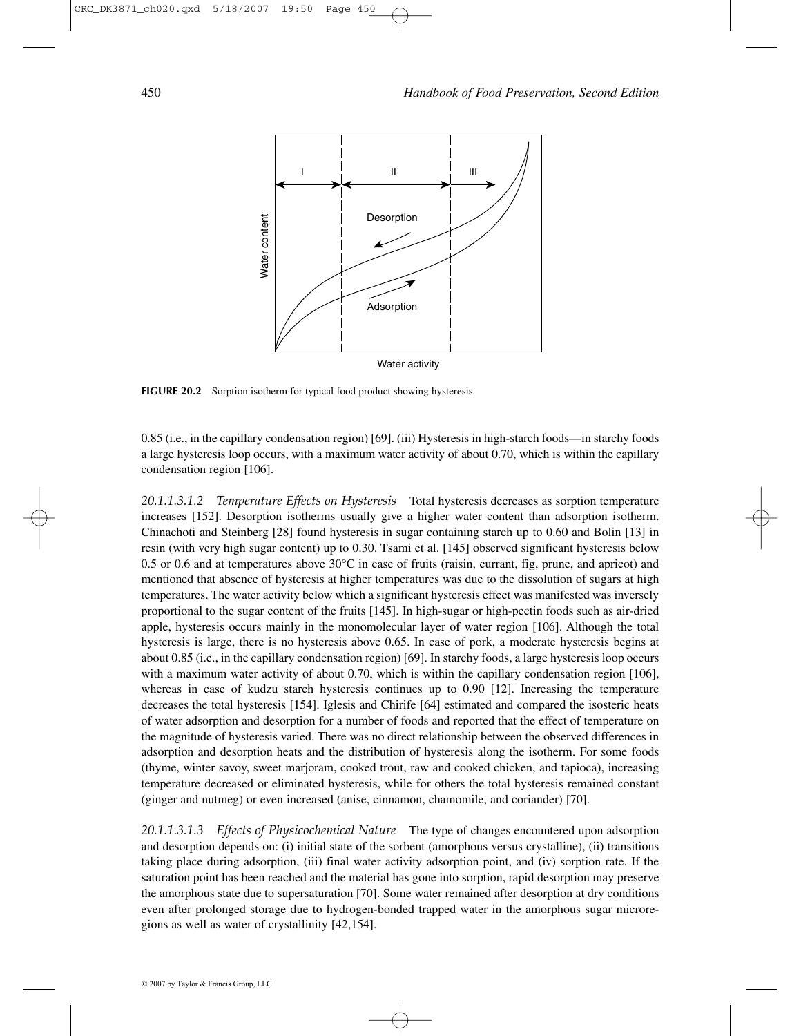FIGURE 20.2 Sorption isotherm for typical food product showing hysteresis.

0.85 (i.e., in the capillary condensation region) [69]. (iii) Hysteresis in high-starch foods—in starchy foods a large hysteresis loop occurs, with a maximum water activity of about 0.70, which is within the capillary condensation region [106].

*20.1.1.3.1.2 Temperature Effects on Hysteresis* Total hysteresis decreases as sorption temperature increases [152]. Desorption isotherms usually give a higher water content than adsorption isotherm. Chinachoti and Steinberg [28] found hysteresis in sugar containing starch up to 0.60 and Bolin [13] in resin (with very high sugar content) up to 0.30. Tsami et al. [145] observed significant hysteresis below 0.5 or 0.6 and at temperatures above 30°C in case of fruits (raisin, currant, fig, prune, and apricot) and mentioned that absence of hysteresis at higher temperatures was due to the dissolution of sugars at high temperatures. The water activity below which a significant hysteresis effect was manifested was inversely proportional to the sugar content of the fruits [145]. In high-sugar or high-pectin foods such as air-dried apple, hysteresis occurs mainly in the monomolecular layer of water region [106]. Although the total hysteresis is large, there is no hysteresis above 0.65. In case of pork, a moderate hysteresis begins at about 0.85 (i.e., in the capillary condensation region) [69]. In starchy foods, a large hysteresis loop occurs with a maximum water activity of about 0.70, which is within the capillary condensation region [106], whereas in case of kudzu starch hysteresis continues up to 0.90 [12]. Increasing the temperature decreases the total hysteresis [154]. Iglesis and Chirife [64] estimated and compared the isosteric heats of water adsorption and desorption for a number of foods and reported that the effect of temperature on the magnitude of hysteresis varied. There was no direct relationship between the observed differences in adsorption and desorption heats and the distribution of hysteresis along the isotherm. For some foods (thyme, winter savoy, sweet marjoram, cooked trout, raw and cooked chicken, and tapioca), increasing temperature decreased or eliminated hysteresis, while for others the total hysteresis remained constant (ginger and nutmeg) or even increased (anise, cinnamon, chamomile, and coriander) [70].

*20.1.1.3.1.3 Effects of Physicochemical Nature* The type of changes encountered upon adsorption and desorption depends on: (i) initial state of the sorbent (amorphous versus crystalline), (ii) transitions taking place during adsorption, (iii) final water activity adsorption point, and (iv) sorption rate. If the saturation point has been reached and the material has gone into sorption, rapid desorption may preserve the amorphous state due to supersaturation [70]. Some water remained after desorption at dry conditions even after prolonged storage due to hydrogen-bonded trapped water in the amorphous sugar microregions as well as water of crystallinity [42,154].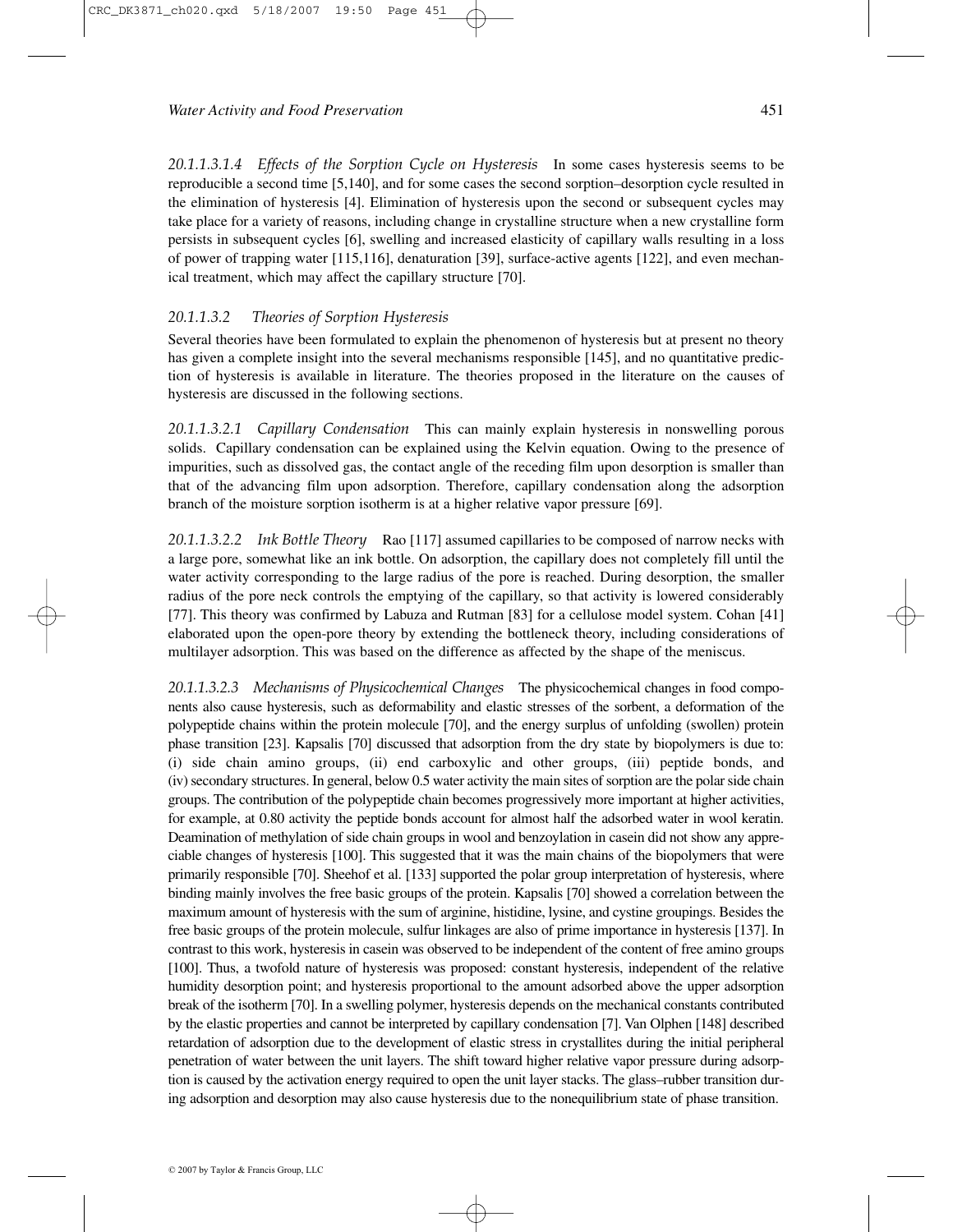*20.1.1.3.1.4 Effects of the Sorption Cycle on Hysteresis* In some cases hysteresis seems to be reproducible a second time [5,140], and for some cases the second sorption–desorption cycle resulted in the elimination of hysteresis [4]. Elimination of hysteresis upon the second or subsequent cycles may take place for a variety of reasons, including change in crystalline structure when a new crystalline form persists in subsequent cycles [6], swelling and increased elasticity of capillary walls resulting in a loss of power of trapping water [115,116], denaturation [39], surface-active agents [122], and even mechanical treatment, which may affect the capillary structure [70].

### *20.1.1.3.2 Theories of Sorption Hysteresis*

Several theories have been formulated to explain the phenomenon of hysteresis but at present no theory has given a complete insight into the several mechanisms responsible [145], and no quantitative prediction of hysteresis is available in literature. The theories proposed in the literature on the causes of hysteresis are discussed in the following sections.

*20.1.1.3.2.1 Capillary Condensation* This can mainly explain hysteresis in nonswelling porous solids. Capillary condensation can be explained using the Kelvin equation. Owing to the presence of impurities, such as dissolved gas, the contact angle of the receding film upon desorption is smaller than that of the advancing film upon adsorption. Therefore, capillary condensation along the adsorption branch of the moisture sorption isotherm is at a higher relative vapor pressure [69].

*20.1.1.3.2.2 Ink Bottle Theory* Rao [117] assumed capillaries to be composed of narrow necks with a large pore, somewhat like an ink bottle. On adsorption, the capillary does not completely fill until the water activity corresponding to the large radius of the pore is reached. During desorption, the smaller radius of the pore neck controls the emptying of the capillary, so that activity is lowered considerably [77]. This theory was confirmed by Labuza and Rutman [83] for a cellulose model system. Cohan [41] elaborated upon the open-pore theory by extending the bottleneck theory, including considerations of multilayer adsorption. This was based on the difference as affected by the shape of the meniscus.

*20.1.1.3.2.3 Mechanisms of Physicochemical Changes* The physicochemical changes in food components also cause hysteresis, such as deformability and elastic stresses of the sorbent, a deformation of the polypeptide chains within the protein molecule [70], and the energy surplus of unfolding (swollen) protein phase transition [23]. Kapsalis [70] discussed that adsorption from the dry state by biopolymers is due to: (i) side chain amino groups, (ii) end carboxylic and other groups, (iii) peptide bonds, and (iv) secondary structures. In general, below 0.5 water activity the main sites of sorption are the polar side chain groups. The contribution of the polypeptide chain becomes progressively more important at higher activities, for example, at 0.80 activity the peptide bonds account for almost half the adsorbed water in wool keratin. Deamination of methylation of side chain groups in wool and benzoylation in casein did not show any appreciable changes of hysteresis [100]. This suggested that it was the main chains of the biopolymers that were primarily responsible [70]. Sheehof et al. [133] supported the polar group interpretation of hysteresis, where binding mainly involves the free basic groups of the protein. Kapsalis [70] showed a correlation between the maximum amount of hysteresis with the sum of arginine, histidine, lysine, and cystine groupings. Besides the free basic groups of the protein molecule, sulfur linkages are also of prime importance in hysteresis [137]. In contrast to this work, hysteresis in casein was observed to be independent of the content of free amino groups [100]. Thus, a twofold nature of hysteresis was proposed: constant hysteresis, independent of the relative humidity desorption point; and hysteresis proportional to the amount adsorbed above the upper adsorption break of the isotherm [70]. In a swelling polymer, hysteresis depends on the mechanical constants contributed by the elastic properties and cannot be interpreted by capillary condensation [7]. Van Olphen [148] described retardation of adsorption due to the development of elastic stress in crystallites during the initial peripheral penetration of water between the unit layers. The shift toward higher relative vapor pressure during adsorption is caused by the activation energy required to open the unit layer stacks. The glass–rubber transition during adsorption and desorption may also cause hysteresis due to the nonequilibrium state of phase transition.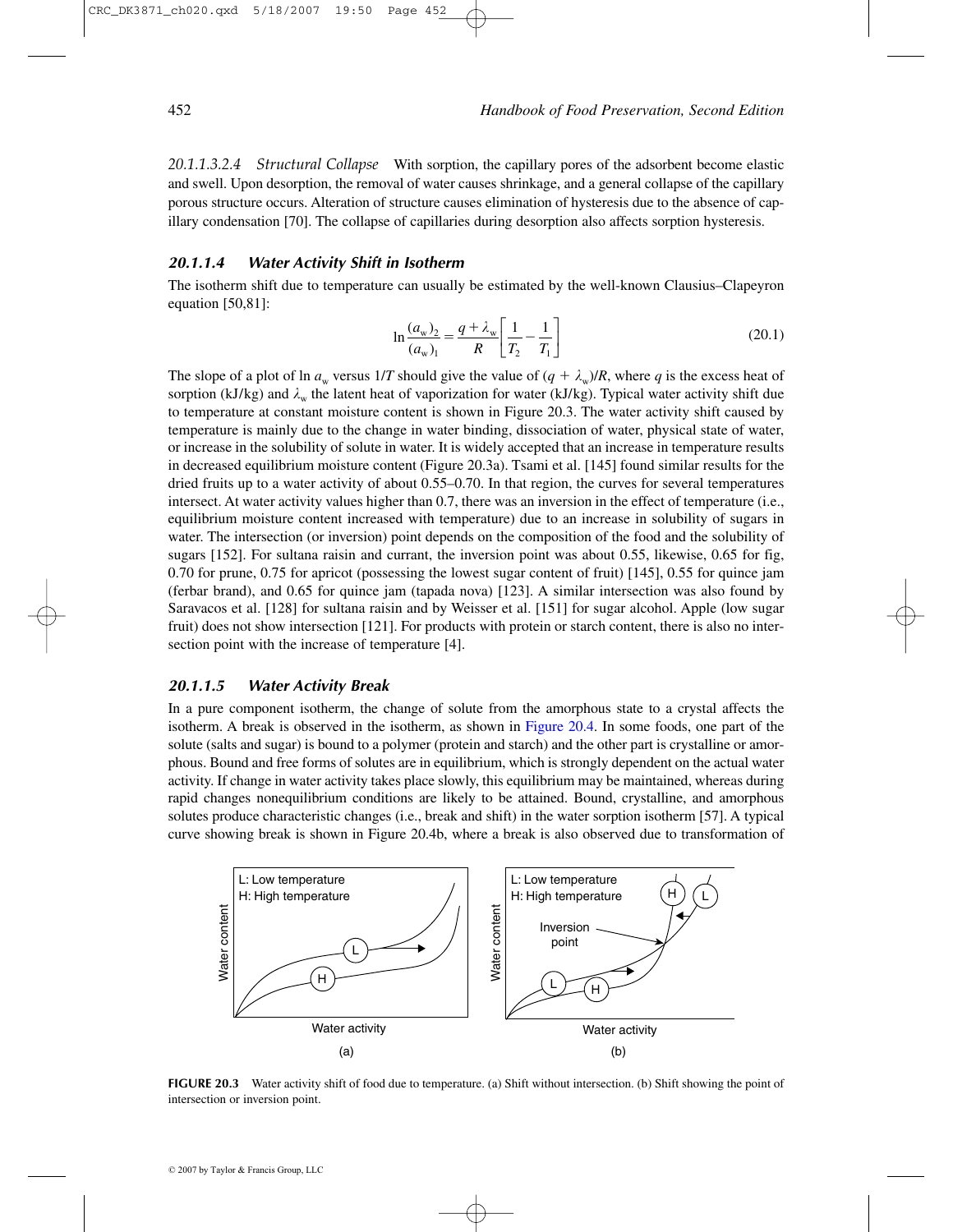*20.1.1.3.2.4 Structural Collapse* With sorption, the capillary pores of the adsorbent become elastic and swell. Upon desorption, the removal of water causes shrinkage, and a general collapse of the capillary porous structure occurs. Alteration of structure causes elimination of hysteresis due to the absence of capillary condensation [70]. The collapse of capillaries during desorption also affects sorption hysteresis.

### 20.1.1.4 Water Activity Shift in Isotherm

The isotherm shift due to temperature can usually be estimated by the well-known Clausius–Clapeyron equation [50,81]:

$$\ln\frac{(a_w)_2}{(a_w)_1} = \frac{q+\lambda_w}{R}\left[\frac{1}{T_2}-\frac{1}{T_1}\right] \tag{20.1}$$

The slope of a plot of ln $a_w$ versus $1/T$ should give the value of $(q + \lambda_w)/R$, where $q$ is the excess heat of sorption (kJ/kg) and $\lambda_w$ the latent heat of vaporization for water (kJ/kg). Typical water activity shift due to temperature at constant moisture content is shown in Figure 20.3. The water activity shift caused by temperature is mainly due to the change in water binding, dissociation of water, physical state of water, or increase in the solubility of solute in water. It is widely accepted that an increase in temperature results in decreased equilibrium moisture content (Figure 20.3a). Tsami et al. [145] found similar results for the dried fruits up to a water activity of about 0.55–0.70. In that region, the curves for several temperatures intersect. At water activity values higher than 0.7, there was an inversion in the effect of temperature (i.e., equilibrium moisture content increased with temperature) due to an increase in solubility of sugars in water. The intersection (or inversion) point depends on the composition of the food and the solubility of sugars [152]. For sultana raisin and currant, the inversion point was about 0.55, likewise, 0.65 for fig, 0.70 for prune, 0.75 for apricot (possessing the lowest sugar content of fruit) [145], 0.55 for quince jam (ferbar brand), and 0.65 for quince jam (tapada nova) [123]. A similar intersection was also found by Saravacos et al. [128] for sultana raisin and by Weisser et al. [151] for sugar alcohol. Apple (low sugar fruit) does not show intersection [121]. For products with protein or starch content, there is also no intersection point with the increase of temperature [4].

### 20.1.1.5 Water Activity Break

In a pure component isotherm, the change of solute from the amorphous state to a crystal affects the isotherm. A break is observed in the isotherm, as shown in Figure 20.4. In some foods, one part of the solute (salts and sugar) is bound to a polymer (protein and starch) and the other part is crystalline or amorphous. Bound and free forms of solutes are in equilibrium, which is strongly dependent on the actual water activity. If change in water activity takes place slowly, this equilibrium may be maintained, whereas during rapid changes nonequilibrium conditions are likely to be attained. Bound, crystalline, and amorphous solutes produce characteristic changes (i.e., break and shift) in the water sorption isotherm [57]. A typical curve showing break is shown in Figure 20.4b, where a break is also observed due to transformation of

**FIGURE 20.3** Water activity shift of food due to temperature. (a) Shift without intersection. (b) Shift showing the point of intersection or inversion point.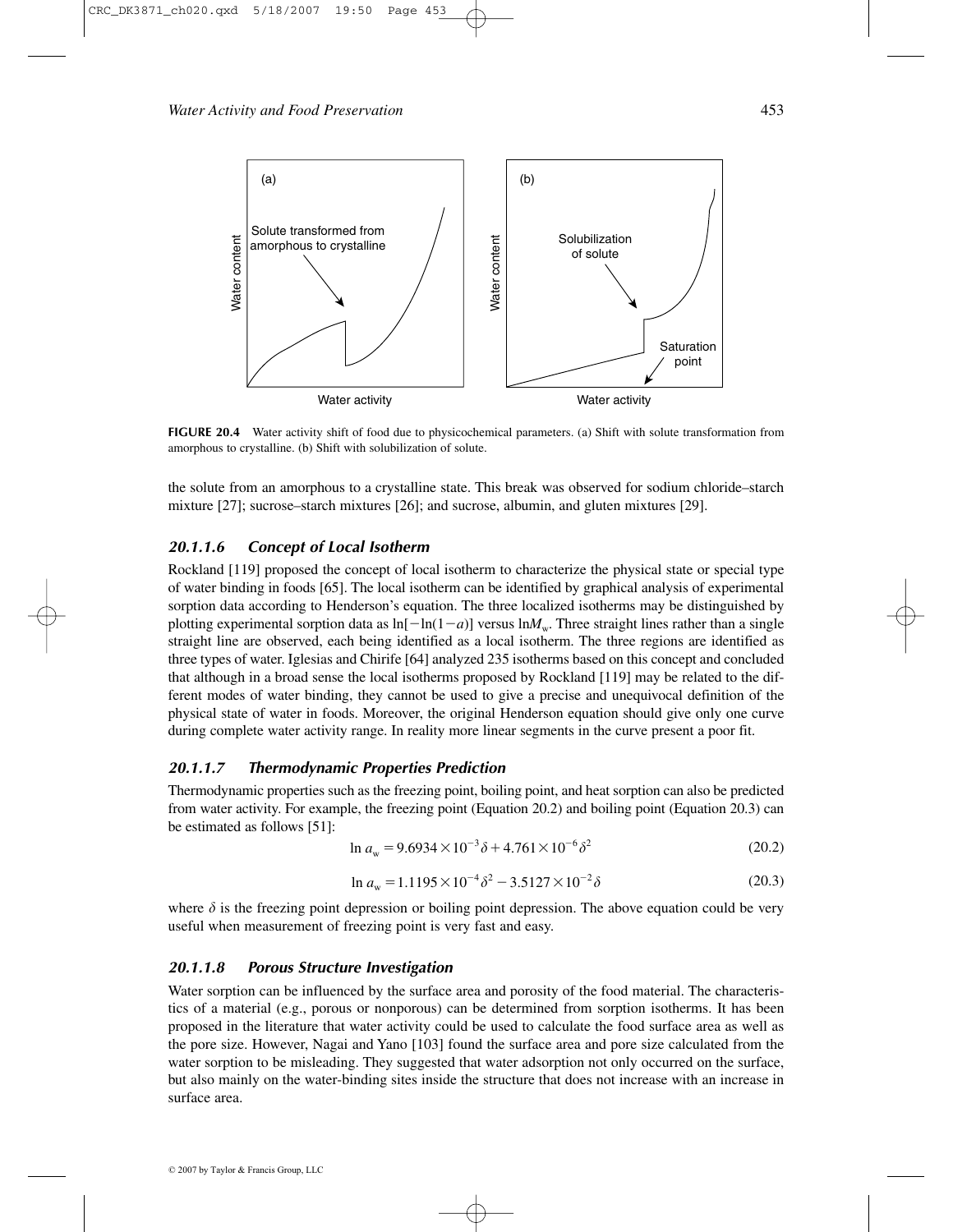FIGURE 20.4 Water activity shift of food due to physicochemical parameters. (a) Shift with solute transformation from amorphous to crystalline. (b) Shift with solubilization of solute.

the solute from an amorphous to a crystalline state. This break was observed for sodium chloride–starch mixture [27]; sucrose–starch mixtures [26]; and sucrose, albumin, and gluten mixtures [29].

#### 20.1.1.6 Concept of Local Isotherm

Rockland [119] proposed the concept of local isotherm to characterize the physical state or special type of water binding in foods [65]. The local isotherm can be identified by graphical analysis of experimental sorption data according to Henderson's equation. The three localized isotherms may be distinguished by plotting experimental sorption data as $\ln[-\ln(1-a)]$ versus $\ln M_w$. Three straight lines rather than a single straight line are observed, each being identified as a local isotherm. The three regions are identified as three types of water. Iglesias and Chirife [64] analyzed 235 isotherms based on this concept and concluded that although in a broad sense the local isotherms proposed by Rockland [119] may be related to the different modes of water binding, they cannot be used to give a precise and unequivocal definition of the physical state of water in foods. Moreover, the original Henderson equation should give only one curve during complete water activity range. In reality more linear segments in the curve present a poor fit.

#### 20.1.1.7 Thermodynamic Properties Prediction

Thermodynamic properties such as the freezing point, boiling point, and heat sorption can also be predicted from water activity. For example, the freezing point (Equation 20.2) and boiling point (Equation 20.3) can be estimated as follows [51]:

$$\ln a_w = 9.6934 \times 10^{-3}\delta + 4.761 \times 10^{-6}\delta^2 \tag{20.2}$$

$$\ln a_w = 1.1195 \times 10^{-4}\delta^2 - 3.5127 \times 10^{-2}\delta \tag{20.3}$$

where $\delta$ is the freezing point depression or boiling point depression. The above equation could be very useful when measurement of freezing point is very fast and easy.

#### 20.1.1.8 Porous Structure Investigation

Water sorption can be influenced by the surface area and porosity of the food material. The characteristics of a material (e.g., porous or nonporous) can be determined from sorption isotherms. It has been proposed in the literature that water activity could be used to calculate the food surface area as well as the pore size. However, Nagai and Yano [103] found the surface area and pore size calculated from the water sorption to be misleading. They suggested that water adsorption not only occurred on the surface, but also mainly on the water-binding sites inside the structure that does not increase with an increase in surface area.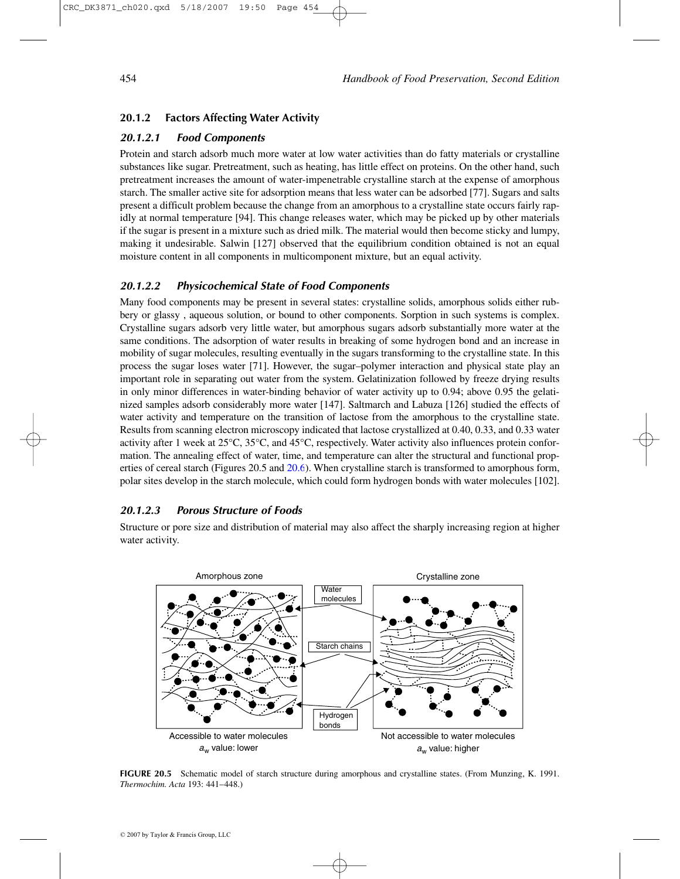### 20.1.2 Factors Affecting Water Activity

#### *20.1.2.1 Food Components*

Protein and starch adsorb much more water at low water activities than do fatty materials or crystalline substances like sugar. Pretreatment, such as heating, has little effect on proteins. On the other hand, such pretreatment increases the amount of water-impenetrable crystalline starch at the expense of amorphous starch. The smaller active site for adsorption means that less water can be adsorbed [77]. Sugars and salts present a difficult problem because the change from an amorphous to a crystalline state occurs fairly rapidly at normal temperature [94]. This change releases water, which may be picked up by other materials if the sugar is present in a mixture such as dried milk. The material would then become sticky and lumpy, making it undesirable. Salwin [127] observed that the equilibrium condition obtained is not an equal moisture content in all components in multicomponent mixture, but an equal activity.

#### *20.1.2.2 Physicochemical State of Food Components*

Many food components may be present in several states: crystalline solids, amorphous solids either rubbery or glassy , aqueous solution, or bound to other components. Sorption in such systems is complex. Crystalline sugars adsorb very little water, but amorphous sugars adsorb substantially more water at the same conditions. The adsorption of water results in breaking of some hydrogen bond and an increase in mobility of sugar molecules, resulting eventually in the sugars transforming to the crystalline state. In this process the sugar loses water [71]. However, the sugar–polymer interaction and physical state play an important role in separating out water from the system. Gelatinization followed by freeze drying results in only minor differences in water-binding behavior of water activity up to 0.94; above 0.95 the gelatinized samples adsorb considerably more water [147]. Saltmarch and Labuza [126] studied the effects of water activity and temperature on the transition of lactose from the amorphous to the crystalline state. Results from scanning electron microscopy indicated that lactose crystallized at 0.40, 0.33, and 0.33 water activity after 1 week at 25°C, 35°C, and 45°C, respectively. Water activity also influences protein conformation. The annealing effect of water, time, and temperature can alter the structural and functional properties of cereal starch (Figures 20.5 and 20.6). When crystalline starch is transformed to amorphous form, polar sites develop in the starch molecule, which could form hydrogen bonds with water molecules [102].

#### *20.1.2.3 Porous Structure of Foods*

Structure or pore size and distribution of material may also affect the sharply increasing region at higher water activity.

**FIGURE 20.5** Schematic model of starch structure during amorphous and crystalline states. (From Munzing, K. 1991. *Thermochim. Acta* 193: 441–448.)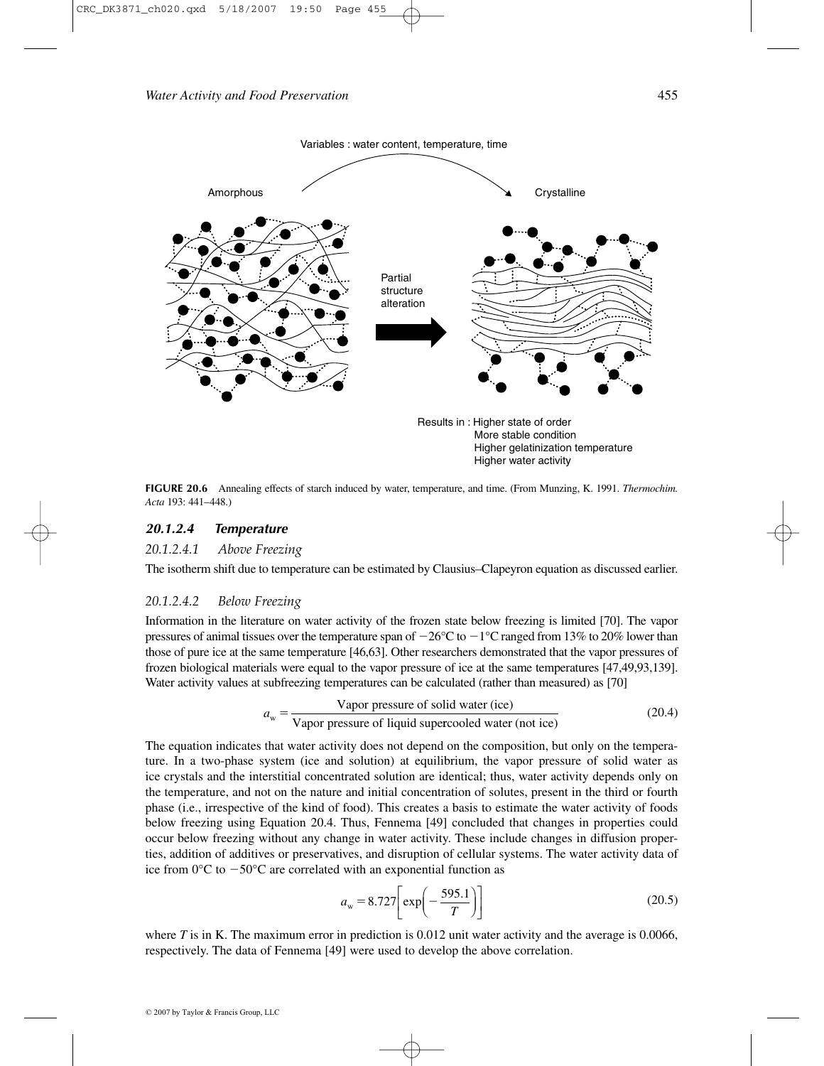Variables : water content, temperature, time

Amorphous

Crystalline

Partial structure alteration

Results in : Higher state of order
More stable condition
Higher gelatinization temperature
Higher water activity

**FIGURE 20.6** Annealing effects of starch induced by water, temperature, and time. (From Munzing, K. 1991. *Thermochim. Acta* 193: 441–448.)

#### *20.1.2.4 Temperature*

##### *20.1.2.4.1 Above Freezing*

The isotherm shift due to temperature can be estimated by Clausius–Clapeyron equation as discussed earlier.

##### *20.1.2.4.2 Below Freezing*

Information in the literature on water activity of the frozen state below freezing is limited [70]. The vapor pressures of animal tissues over the temperature span of −26°C to −1°C ranged from 13% to 20% lower than those of pure ice at the same temperature [46,63]. Other researchers demonstrated that the vapor pressures of frozen biological materials were equal to the vapor pressure of ice at the same temperatures [47,49,93,139]. Water activity values at subfreezing temperatures can be calculated (rather than measured) as [70]

$$a_w = \frac{\text{Vapor pressure of solid water (ice)}}{\text{Vapor pressure of liquid supercooled water (not ice)}} \tag{20.4}$$

The equation indicates that water activity does not depend on the composition, but only on the temperature. In a two-phase system (ice and solution) at equilibrium, the vapor pressure of solid water as ice crystals and the interstitial concentrated solution are identical; thus, water activity depends only on the temperature, and not on the nature and initial concentration of solutes, present in the third or fourth phase (i.e., irrespective of the kind of food). This creates a basis to estimate the water activity of foods below freezing using Equation 20.4. Thus, Fennema [49] concluded that changes in properties could occur below freezing without any change in water activity. These include changes in diffusion properties, addition of additives or preservatives, and disruption of cellular systems. The water activity data of ice from 0°C to −50°C are correlated with an exponential function as

$$a_w = 8.727\left[\exp\left(-\frac{595.1}{T}\right)\right] \tag{20.5}$$

where $T$ is in K. The maximum error in prediction is 0.012 unit water activity and the average is 0.0066, respectively. The data of Fennema [49] were used to develop the above correlation.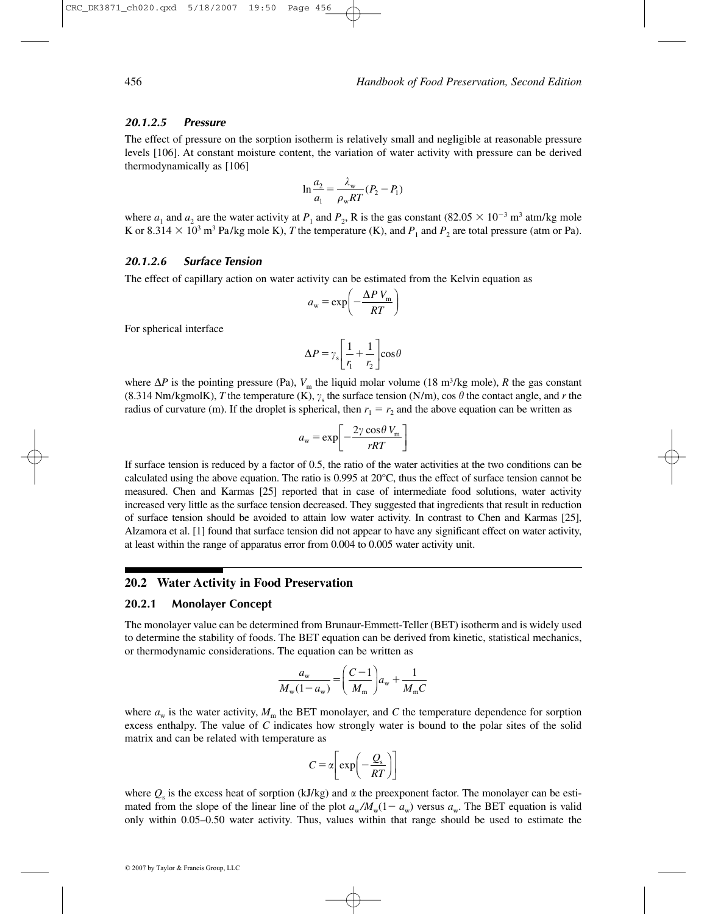#### 20.1.2.5 Pressure

The effect of pressure on the sorption isotherm is relatively small and negligible at reasonable pressure levels [106]. At constant moisture content, the variation of water activity with pressure can be derived thermodynamically as [106]

$$\ln \frac{a_2}{a_1} = \frac{\lambda_w}{\rho_w RT}(P_2 - P_1)$$

where $a_1$ and $a_2$ are the water activity at $P_1$ and $P_2$, R is the gas constant ($82.05 \times 10^{-3}$ m$^3$ atm/kg mole K or $8.314 \times 10^3$ m$^3$ Pa/kg mole K), $T$ the temperature (K), and $P_1$ and $P_2$ are total pressure (atm or Pa).

#### 20.1.2.6 Surface Tension

The effect of capillary action on water activity can be estimated from the Kelvin equation as

$$a_w = \exp\left(-\frac{\Delta P\, V_m}{RT}\right)$$

For spherical interface

$$\Delta P = \gamma_s\left[\frac{1}{r_1} + \frac{1}{r_2}\right]\cos\theta$$

where $\Delta P$ is the pointing pressure (Pa), $V_m$ the liquid molar volume (18 m$^3$/kg mole), $R$ the gas constant (8.314 Nm/kgmolK), $T$ the temperature (K), $\gamma_s$ the surface tension (N/m), $\cos\theta$ the contact angle, and $r$ the radius of curvature (m). If the droplet is spherical, then $r_1 = r_2$ and the above equation can be written as

$$a_w = \exp\left[-\frac{2\gamma \cos\theta\, V_m}{rRT}\right]$$

If surface tension is reduced by a factor of 0.5, the ratio of the water activities at the two conditions can be calculated using the above equation. The ratio is 0.995 at 20°C, thus the effect of surface tension cannot be measured. Chen and Karmas [25] reported that in case of intermediate food solutions, water activity increased very little as the surface tension decreased. They suggested that ingredients that result in reduction of surface tension should be avoided to attain low water activity. In contrast to Chen and Karmas [25], Alzamora et al. [1] found that surface tension did not appear to have any significant effect on water activity, at least within the range of apparatus error from 0.004 to 0.005 water activity unit.

## 20.2 Water Activity in Food Preservation

### 20.2.1 Monolayer Concept

The monolayer value can be determined from Brunaur-Emmett-Teller (BET) isotherm and is widely used to determine the stability of foods. The BET equation can be derived from kinetic, statistical mechanics, or thermodynamic considerations. The equation can be written as

$$\frac{a_w}{M_w(1-a_w)} = \left(\frac{C-1}{M_m}\right)a_w + \frac{1}{M_m C}$$

where $a_w$ is the water activity, $M_m$ the BET monolayer, and $C$ the temperature dependence for sorption excess enthalpy. The value of $C$ indicates how strongly water is bound to the polar sites of the solid matrix and can be related with temperature as

$$C = \alpha\left[\exp\left(-\frac{Q_s}{RT}\right)\right]$$

where $Q_s$ is the excess heat of sorption (kJ/kg) and $\alpha$ the preexponent factor. The monolayer can be estimated from the slope of the linear line of the plot $a_w/M_w(1-a_w)$ versus $a_w$. The BET equation is valid only within 0.05–0.50 water activity. Thus, values within that range should be used to estimate the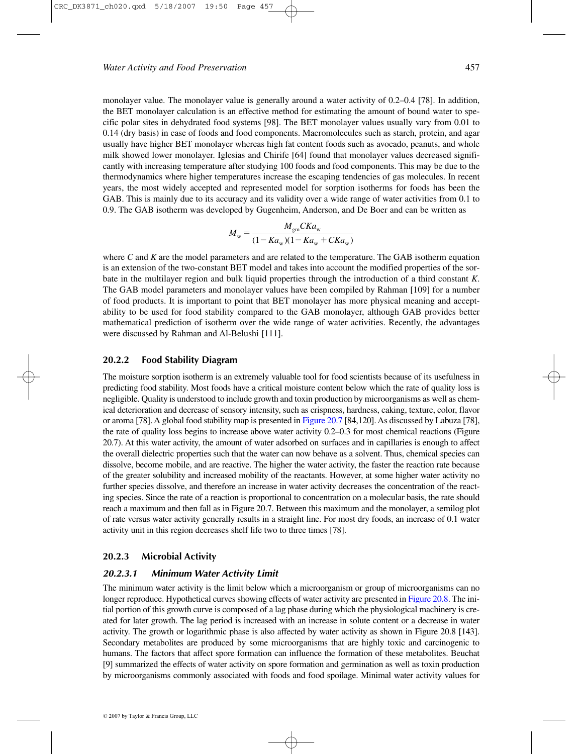monolayer value. The monolayer value is generally around a water activity of 0.2–0.4 [78]. In addition, the BET monolayer calculation is an effective method for estimating the amount of bound water to specific polar sites in dehydrated food systems [98]. The BET monolayer values usually vary from 0.01 to 0.14 (dry basis) in case of foods and food components. Macromolecules such as starch, protein, and agar usually have higher BET monolayer whereas high fat content foods such as avocado, peanuts, and whole milk showed lower monolayer. Iglesias and Chirife [64] found that monolayer values decreased significantly with increasing temperature after studying 100 foods and food components. This may be due to the thermodynamics where higher temperatures increase the escaping tendencies of gas molecules. In recent years, the most widely accepted and represented model for sorption isotherms for foods has been the GAB. This is mainly due to its accuracy and its validity over a wide range of water activities from 0.1 to 0.9. The GAB isotherm was developed by Gugenheim, Anderson, and De Boer and can be written as

$$M_w = \frac{M_{gm} C K a_w}{(1 - K a_w)(1 - K a_w + C K a_w)}$$

where $C$ and $K$ are the model parameters and are related to the temperature. The GAB isotherm equation is an extension of the two-constant BET model and takes into account the modified properties of the sorbate in the multilayer region and bulk liquid properties through the introduction of a third constant $K$. The GAB model parameters and monolayer values have been compiled by Rahman [109] for a number of food products. It is important to point that BET monolayer has more physical meaning and acceptability to be used for food stability compared to the GAB monolayer, although GAB provides better mathematical prediction of isotherm over the wide range of water activities. Recently, the advantages were discussed by Rahman and Al-Belushi [111].

### 20.2.2 Food Stability Diagram

The moisture sorption isotherm is an extremely valuable tool for food scientists because of its usefulness in predicting food stability. Most foods have a critical moisture content below which the rate of quality loss is negligible. Quality is understood to include growth and toxin production by microorganisms as well as chemical deterioration and decrease of sensory intensity, such as crispness, hardness, caking, texture, color, flavor or aroma [78]. A global food stability map is presented in Figure 20.7 [84,120]. As discussed by Labuza [78], the rate of quality loss begins to increase above water activity 0.2–0.3 for most chemical reactions (Figure 20.7). At this water activity, the amount of water adsorbed on surfaces and in capillaries is enough to affect the overall dielectric properties such that the water can now behave as a solvent. Thus, chemical species can dissolve, become mobile, and are reactive. The higher the water activity, the faster the reaction rate because of the greater solubility and increased mobility of the reactants. However, at some higher water activity no further species dissolve, and therefore an increase in water activity decreases the concentration of the reacting species. Since the rate of a reaction is proportional to concentration on a molecular basis, the rate should reach a maximum and then fall as in Figure 20.7. Between this maximum and the monolayer, a semilog plot of rate versus water activity generally results in a straight line. For most dry foods, an increase of 0.1 water activity unit in this region decreases shelf life two to three times [78].

### 20.2.3 Microbial Activity

#### *20.2.3.1 Minimum Water Activity Limit*

The minimum water activity is the limit below which a microorganism or group of microorganisms can no longer reproduce. Hypothetical curves showing effects of water activity are presented in Figure 20.8. The initial portion of this growth curve is composed of a lag phase during which the physiological machinery is created for later growth. The lag period is increased with an increase in solute content or a decrease in water activity. The growth or logarithmic phase is also affected by water activity as shown in Figure 20.8 [143]. Secondary metabolites are produced by some microorganisms that are highly toxic and carcinogenic to humans. The factors that affect spore formation can influence the formation of these metabolites. Beuchat [9] summarized the effects of water activity on spore formation and germination as well as toxin production by microorganisms commonly associated with foods and food spoilage. Minimal water activity values for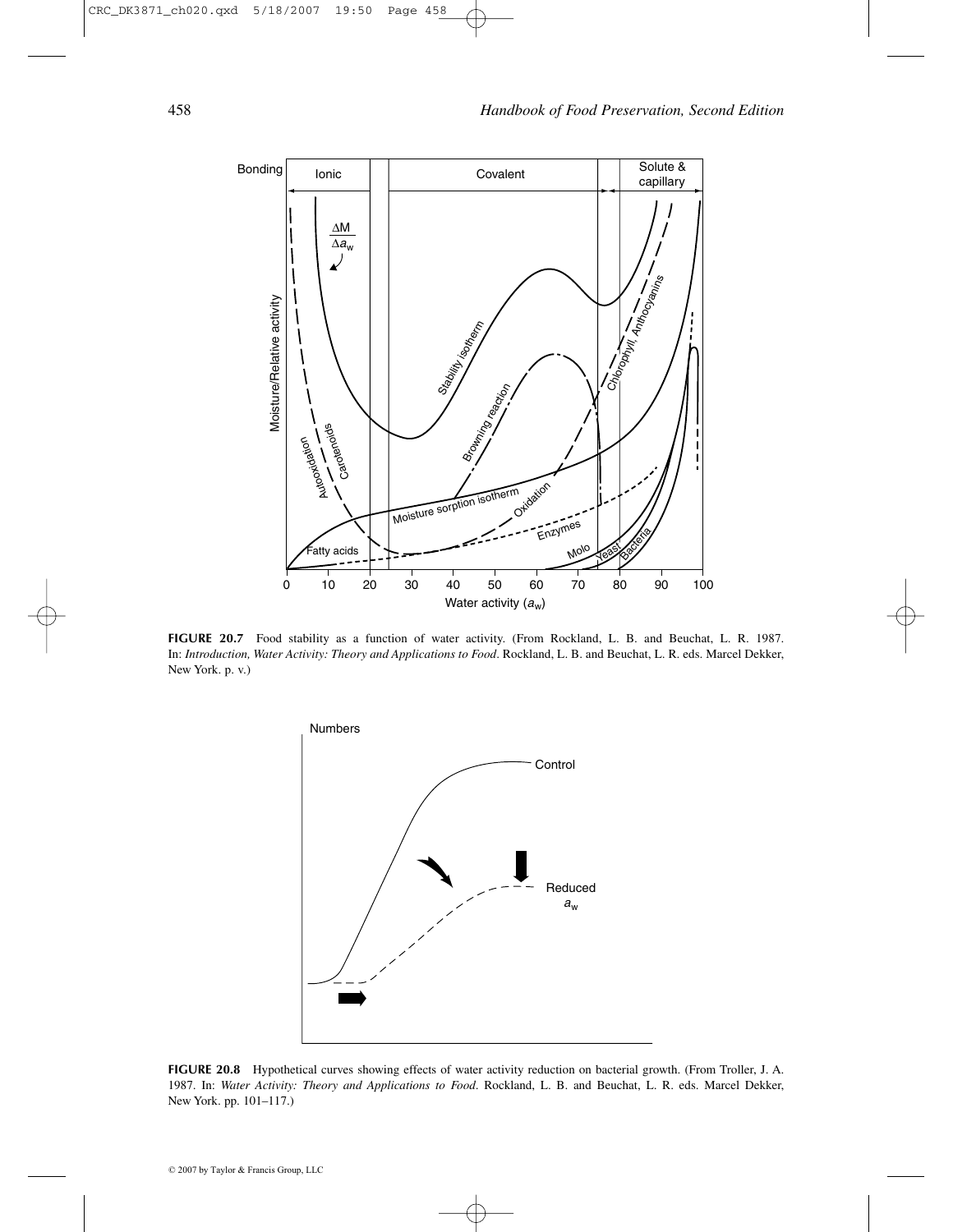**FIGURE 20.7** Food stability as a function of water activity. (From Rockland, L. B. and Beuchat, L. R. 1987. In: *Introduction, Water Activity: Theory and Applications to Food*. Rockland, L. B. and Beuchat, L. R. eds. Marcel Dekker, New York. p. v.)

**FIGURE 20.8** Hypothetical curves showing effects of water activity reduction on bacterial growth. (From Troller, J. A. 1987. In: *Water Activity: Theory and Applications to Food*. Rockland, L. B. and Beuchat, L. R. eds. Marcel Dekker, New York. pp. 101–117.)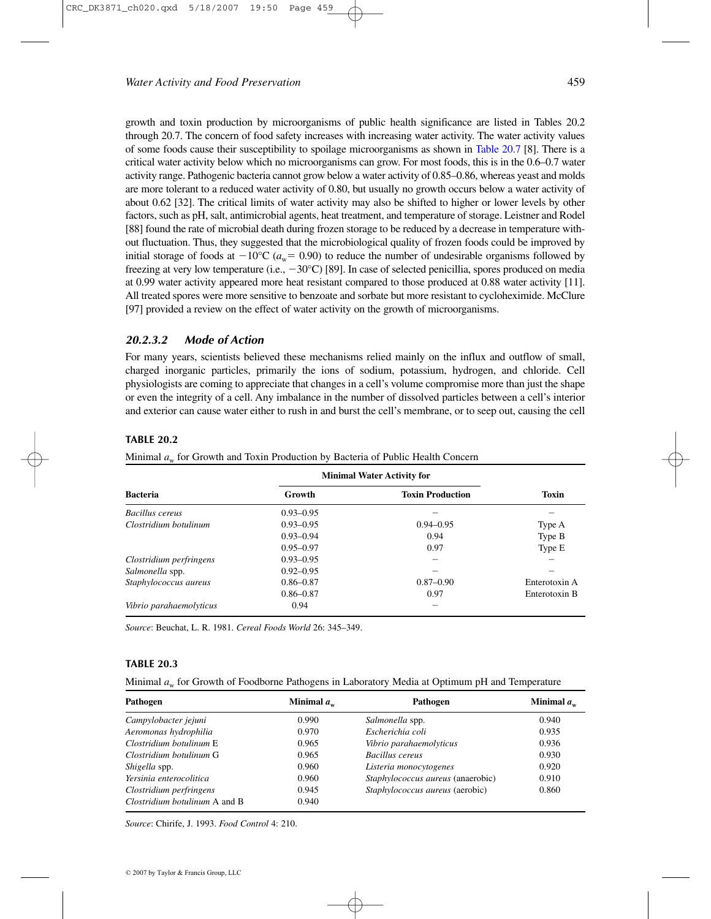growth and toxin production by microorganisms of public health significance are listed in Tables 20.2 through 20.7. The concern of food safety increases with increasing water activity. The water activity values of some foods cause their susceptibility to spoilage microorganisms as shown in Table 20.7 [8]. There is a critical water activity below which no microorganisms can grow. For most foods, this is in the 0.6–0.7 water activity range. Pathogenic bacteria cannot grow below a water activity of 0.85–0.86, whereas yeast and molds are more tolerant to a reduced water activity of 0.80, but usually no growth occurs below a water activity of about 0.62 [32]. The critical limits of water activity may also be shifted to higher or lower levels by other factors, such as pH, salt, antimicrobial agents, heat treatment, and temperature of storage. Leistner and Rodel [88] found the rate of microbial death during frozen storage to be reduced by a decrease in temperature without fluctuation. Thus, they suggested that the microbiological quality of frozen foods could be improved by initial storage of foods at $-10°C$ ($a_w = 0.90$) to reduce the number of undesirable organisms followed by freezing at very low temperature (i.e., $-30°C$) [89]. In case of selected penicillia, spores produced on media at 0.99 water activity appeared more heat resistant compared to those produced at 0.88 water activity [11]. All treated spores were more sensitive to benzoate and sorbate but more resistant to cycloheximide. McClure [97] provided a review on the effect of water activity on the growth of microorganisms.

### *20.2.3.2 Mode of Action*

For many years, scientists believed these mechanisms relied mainly on the influx and outflow of small, charged inorganic particles, primarily the ions of sodium, potassium, hydrogen, and chloride. Cell physiologists are coming to appreciate that changes in a cell's volume compromise more than just the shape or even the integrity of a cell. Any imbalance in the number of dissolved particles between a cell's interior and exterior can cause water either to rush in and burst the cell's membrane, or to seep out, causing the cell

**TABLE 20.2**

Minimal $a_w$ for Growth and Toxin Production by Bacteria of Public Health Concern

| | Minimal Water Activity for | | |
|---|---|---|---|
| **Bacteria** | **Growth** | **Toxin Production** | **Toxin** |
| *Bacillus cereus* | 0.93–0.95 | – | – |
| *Clostridium botulinum* | 0.93–0.95 | 0.94–0.95 | Type A |
| | 0.93–0.94 | 0.94 | Type B |
| | 0.95–0.97 | 0.97 | Type E |
| *Clostridium perfringens* | 0.93–0.95 | – | – |
| *Salmonella* spp. | 0.92–0.95 | – | – |
| *Staphylococcus aureus* | 0.86–0.87 | 0.87–0.90 | Enterotoxin A |
| | 0.86–0.87 | 0.97 | Enterotoxin B |
| *Vibrio parahaemolyticus* | 0.94 | – | |

*Source*: Beuchat, L. R. 1981. *Cereal Foods World* 26: 345–349.

**TABLE 20.3**

Minimal $a_w$ for Growth of Foodborne Pathogens in Laboratory Media at Optimum pH and Temperature

| Pathogen | Minimal $a_w$ | Pathogen | Minimal $a_w$ |
|---|---|---|---|
| *Campylobacter jejuni* | 0.990 | *Salmonella* spp. | 0.940 |
| *Aeromonas hydrophilia* | 0.970 | *Escherichia coli* | 0.935 |
| *Clostridium botulinum* E | 0.965 | *Vibrio parahaemolyticus* | 0.936 |
| *Clostridium botulinum* G | 0.965 | *Bacillus cereus* | 0.930 |
| *Shigella* spp. | 0.960 | *Listeria monocytogenes* | 0.920 |
| *Yersinia enterocolitica* | 0.960 | *Staphylococcus aureus* (anaerobic) | 0.910 |
| *Clostridium perfringens* | 0.945 | *Staphylococcus aureus* (aerobic) | 0.860 |
| *Clostridium botulinum* A and B | 0.940 | | |

*Source*: Chirife, J. 1993. *Food Control* 4: 210.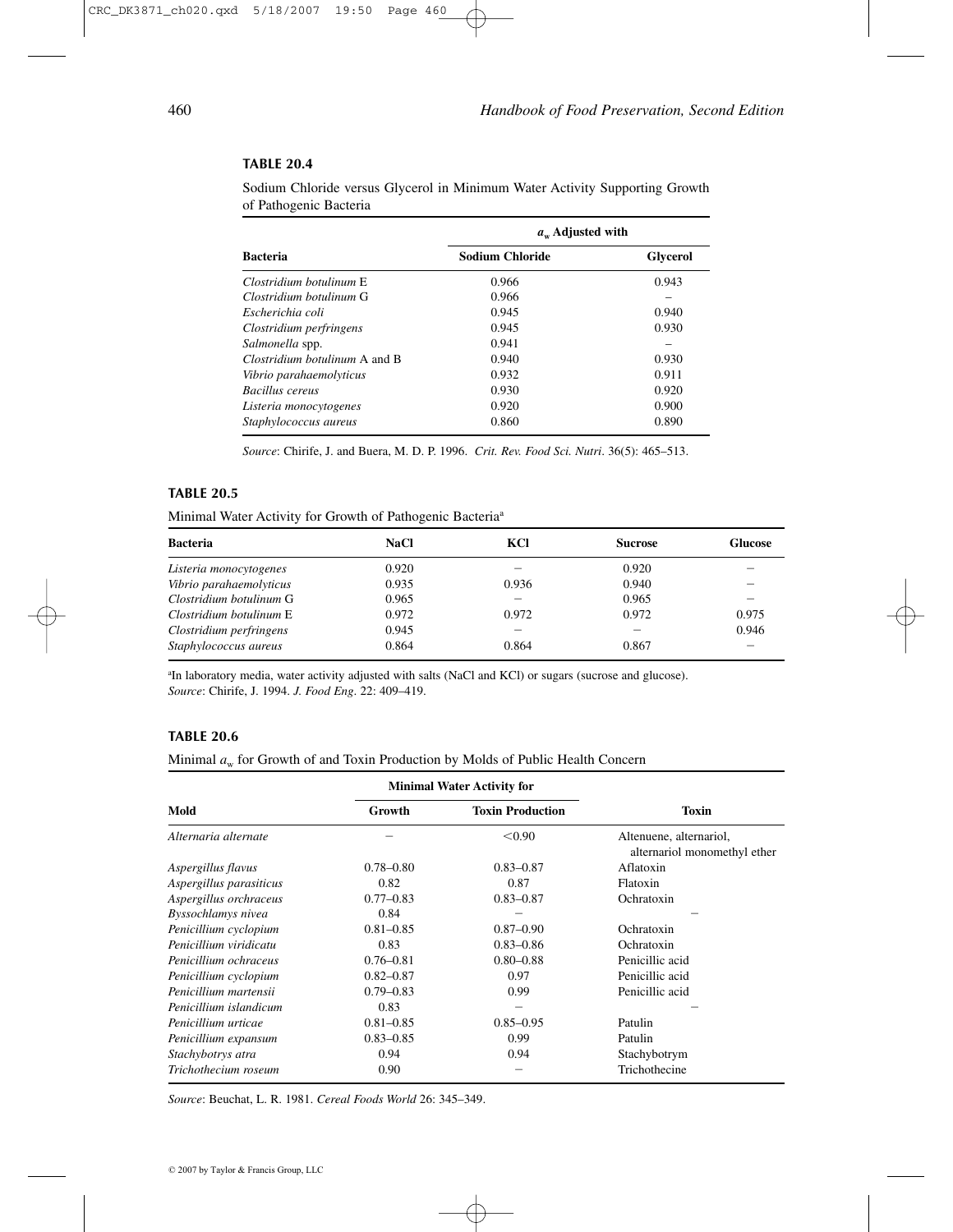**TABLE 20.4**

Sodium Chloride versus Glycerol in Minimum Water Activity Supporting Growth of Pathogenic Bacteria

| | $a_w$ Adjusted with | |
|---|---|---|
| **Bacteria** | **Sodium Chloride** | **Glycerol** |
| *Clostridium botulinum* E | 0.966 | 0.943 |
| *Clostridium botulinum* G | 0.966 | – |
| *Escherichia coli* | 0.945 | 0.940 |
| *Clostridium perfringens* | 0.945 | 0.930 |
| *Salmonella* spp. | 0.941 | – |
| *Clostridium botulinum* A and B | 0.940 | 0.930 |
| *Vibrio parahaemolyticus* | 0.932 | 0.911 |
| *Bacillus cereus* | 0.930 | 0.920 |
| *Listeria monocytogenes* | 0.920 | 0.900 |
| *Staphylococcus aureus* | 0.860 | 0.890 |

*Source*: Chirife, J. and Buera, M. D. P. 1996. *Crit. Rev. Food Sci. Nutri*. 36(5): 465–513.

**TABLE 20.5**

Minimal Water Activity for Growth of Pathogenic Bacteria[a]

| Bacteria | NaCl | KCl | Sucrose | Glucose |
|---|---|---|---|---|
| *Listeria monocytogenes* | 0.920 | – | 0.920 | – |
| *Vibrio parahaemolyticus* | 0.935 | 0.936 | 0.940 | – |
| *Clostridium botulinum* G | 0.965 | – | 0.965 | – |
| *Clostridium botulinum* E | 0.972 | 0.972 | 0.972 | 0.975 |
| *Clostridium perfringens* | 0.945 | – | – | 0.946 |
| *Staphylococcus aureus* | 0.864 | 0.864 | 0.867 | – |

[a]In laboratory media, water activity adjusted with salts (NaCl and KCl) or sugars (sucrose and glucose).
*Source*: Chirife, J. 1994. *J. Food Eng*. 22: 409–419.

**TABLE 20.6**

Minimal $a_w$ for Growth of and Toxin Production by Molds of Public Health Concern

| | Minimal Water Activity for | | |
|---|---|---|---|
| **Mold** | **Growth** | **Toxin Production** | **Toxin** |
| *Alternaria alternate* | – | <0.90 | Altenuene, alternariol, alternariol monomethyl ether |
| *Aspergillus flavus* | 0.78–0.80 | 0.83–0.87 | Aflatoxin |
| *Aspergillus parasiticus* | 0.82 | 0.87 | Flatoxin |
| *Aspergillus orchraceus* | 0.77–0.83 | 0.83–0.87 | Ochratoxin |
| *Byssochlamys nivea* | 0.84 | – | – |
| *Penicillium cyclopium* | 0.81–0.85 | 0.87–0.90 | Ochratoxin |
| *Penicillium viridicatu* | 0.83 | 0.83–0.86 | Ochratoxin |
| *Penicillium ochraceus* | 0.76–0.81 | 0.80–0.88 | Penicillic acid |
| *Penicillium cyclopium* | 0.82–0.87 | 0.97 | Penicillic acid |
| *Penicillium martensii* | 0.79–0.83 | 0.99 | Penicillic acid |
| *Penicillium islandicum* | 0.83 | – | – |
| *Penicillium urticae* | 0.81–0.85 | 0.85–0.95 | Patulin |
| *Penicillium expansum* | 0.83–0.85 | 0.99 | Patulin |
| *Stachybotrys atra* | 0.94 | 0.94 | Stachybotrym |
| *Trichothecium roseum* | 0.90 | – | Trichothecine |

*Source*: Beuchat, L. R. 1981. *Cereal Foods World* 26: 345–349.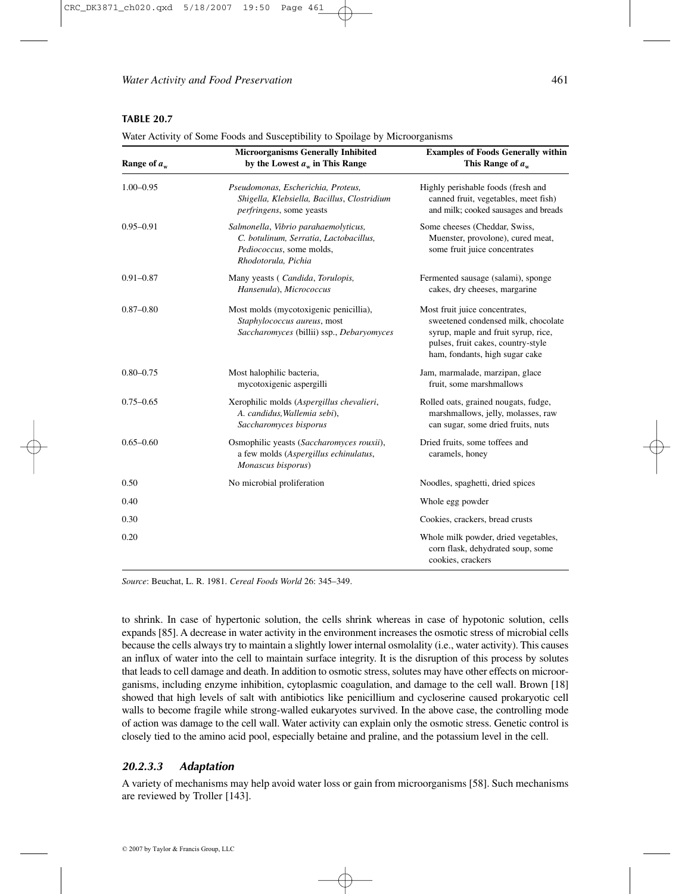**TABLE 20.7**

Water Activity of Some Foods and Susceptibility to Spoilage by Microorganisms

| Range of $a_w$ | Microorganisms Generally Inhibited by the Lowest $a_w$ in This Range | Examples of Foods Generally within This Range of $a_w$ |
|---|---|---|
| 1.00–0.95 | *Pseudomonas, Escherichia, Proteus, Shigella, Klebsiella, Bacillus, Clostridium perfringens*, some yeasts | Highly perishable foods (fresh and canned fruit, vegetables, meet fish) and milk; cooked sausages and breads |
| 0.95–0.91 | *Salmonella*, *Vibrio parahaemolyticus, C. botulinum, Serratia, Lactobacillus, Pediococcus*, some molds, *Rhodotorula, Pichia* | Some cheeses (Cheddar, Swiss, Muenster, provolone), cured meat, some fruit juice concentrates |
| 0.91–0.87 | Many yeasts ( *Candida*, *Torulopis, Hansenula*), *Micrococcus* | Fermented sausage (salami), sponge cakes, dry cheeses, margarine |
| 0.87–0.80 | Most molds (mycotoxigenic penicillia), *Staphylococcus aureus*, most *Saccharomyces* (billii) ssp., *Debaryomyces* | Most fruit juice concentrates, sweetened condensed milk, chocolate syrup, maple and fruit syrup, rice, pulses, fruit cakes, country-style ham, fondants, high sugar cake |
| 0.80–0.75 | Most halophilic bacteria, mycotoxigenic aspergilli | Jam, marmalade, marzipan, glace fruit, some marshmallows |
| 0.75–0.65 | Xerophilic molds (*Aspergillus chevalieri*, *A. candidus,Wallemia sebi*), *Saccharomyces bisporus* | Rolled oats, grained nougats, fudge, marshmallows, jelly, molasses, raw can sugar, some dried fruits, nuts |
| 0.65–0.60 | Osmophilic yeasts (*Saccharomyces rouxii*), a few molds (*Aspergillus echinulatus*, *Monascus bisporus*) | Dried fruits, some toffees and caramels, honey |
| 0.50 | No microbial proliferation | Noodles, spaghetti, dried spices |
| 0.40 | | Whole egg powder |
| 0.30 | | Cookies, crackers, bread crusts |
| 0.20 | | Whole milk powder, dried vegetables, corn flask, dehydrated soup, some cookies, crackers |

*Source*: Beuchat, L. R. 1981. *Cereal Foods World* 26: 345–349.

to shrink. In case of hypertonic solution, the cells shrink whereas in case of hypotonic solution, cells expands [85]. A decrease in water activity in the environment increases the osmotic stress of microbial cells because the cells always try to maintain a slightly lower internal osmolality (i.e., water activity). This causes an influx of water into the cell to maintain surface integrity. It is the disruption of this process by solutes that leads to cell damage and death. In addition to osmotic stress, solutes may have other effects on microorganisms, including enzyme inhibition, cytoplasmic coagulation, and damage to the cell wall. Brown [18] showed that high levels of salt with antibiotics like penicillium and cycloserine caused prokaryotic cell walls to become fragile while strong-walled eukaryotes survived. In the above case, the controlling mode of action was damage to the cell wall. Water activity can explain only the osmotic stress. Genetic control is closely tied to the amino acid pool, especially betaine and praline, and the potassium level in the cell.

#### *20.2.3.3 Adaptation*

A variety of mechanisms may help avoid water loss or gain from microorganisms [58]. Such mechanisms are reviewed by Troller [143].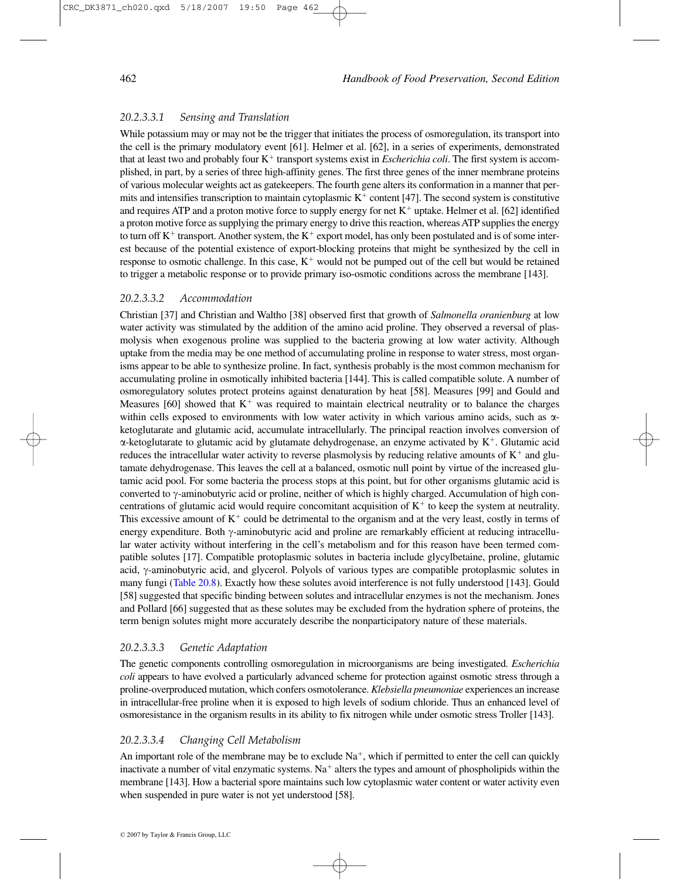#### 20.2.3.3.1 Sensing and Translation

While potassium may or may not be the trigger that initiates the process of osmoregulation, its transport into the cell is the primary modulatory event [61]. Helmer et al. [62], in a series of experiments, demonstrated that at least two and probably four $K^+$ transport systems exist in *Escherichia coli*. The first system is accomplished, in part, by a series of three high-affinity genes. The first three genes of the inner membrane proteins of various molecular weights act as gatekeepers. The fourth gene alters its conformation in a manner that permits and intensifies transcription to maintain cytoplasmic $K^+$ content [47]. The second system is constitutive and requires ATP and a proton motive force to supply energy for net $K^+$ uptake. Helmer et al. [62] identified a proton motive force as supplying the primary energy to drive this reaction, whereas ATP supplies the energy to turn off $K^+$ transport. Another system, the $K^+$ export model, has only been postulated and is of some interest because of the potential existence of export-blocking proteins that might be synthesized by the cell in response to osmotic challenge. In this case, $K^+$ would not be pumped out of the cell but would be retained to trigger a metabolic response or to provide primary iso-osmotic conditions across the membrane [143].

#### 20.2.3.3.2 Accommodation

Christian [37] and Christian and Waltho [38] observed first that growth of *Salmonella oranienburg* at low water activity was stimulated by the addition of the amino acid proline. They observed a reversal of plasmolysis when exogenous proline was supplied to the bacteria growing at low water activity. Although uptake from the media may be one method of accumulating proline in response to water stress, most organisms appear to be able to synthesize proline. In fact, synthesis probably is the most common mechanism for accumulating proline in osmotically inhibited bacteria [144]. This is called compatible solute. A number of osmoregulatory solutes protect proteins against denaturation by heat [58]. Measures [99] and Gould and Measures [60] showed that $K^+$ was required to maintain electrical neutrality or to balance the charges within cells exposed to environments with low water activity in which various amino acids, such as $\alpha$-ketoglutarate and glutamic acid, accumulate intracellularly. The principal reaction involves conversion of $\alpha$-ketoglutarate to glutamic acid by glutamate dehydrogenase, an enzyme activated by $K^+$. Glutamic acid reduces the intracellular water activity to reverse plasmolysis by reducing relative amounts of $K^+$ and glutamate dehydrogenase. This leaves the cell at a balanced, osmotic null point by virtue of the increased glutamic acid pool. For some bacteria the process stops at this point, but for other organisms glutamic acid is converted to $\gamma$-aminobutyric acid or proline, neither of which is highly charged. Accumulation of high concentrations of glutamic acid would require concomitant acquisition of $K^+$ to keep the system at neutrality. This excessive amount of $K^+$ could be detrimental to the organism and at the very least, costly in terms of energy expenditure. Both $\gamma$-aminobutyric acid and proline are remarkably efficient at reducing intracellular water activity without interfering in the cell's metabolism and for this reason have been termed compatible solutes [17]. Compatible protoplasmic solutes in bacteria include glycylbetaine, proline, glutamic acid, $\gamma$-aminobutyric acid, and glycerol. Polyols of various types are compatible protoplasmic solutes in many fungi (Table 20.8). Exactly how these solutes avoid interference is not fully understood [143]. Gould [58] suggested that specific binding between solutes and intracellular enzymes is not the mechanism. Jones and Pollard [66] suggested that as these solutes may be excluded from the hydration sphere of proteins, the term benign solutes might more accurately describe the nonparticipatory nature of these materials.

#### 20.2.3.3.3 Genetic Adaptation

The genetic components controlling osmoregulation in microorganisms are being investigated. *Escherichia coli* appears to have evolved a particularly advanced scheme for protection against osmotic stress through a proline-overproduced mutation, which confers osmotolerance. *Klebsiella pneumoniae* experiences an increase in intracellular-free proline when it is exposed to high levels of sodium chloride. Thus an enhanced level of osmoresistance in the organism results in its ability to fix nitrogen while under osmotic stress Troller [143].

#### 20.2.3.3.4 Changing Cell Metabolism

An important role of the membrane may be to exclude $Na^+$, which if permitted to enter the cell can quickly inactivate a number of vital enzymatic systems. $Na^+$ alters the types and amount of phospholipids within the membrane [143]. How a bacterial spore maintains such low cytoplasmic water content or water activity even when suspended in pure water is not yet understood [58].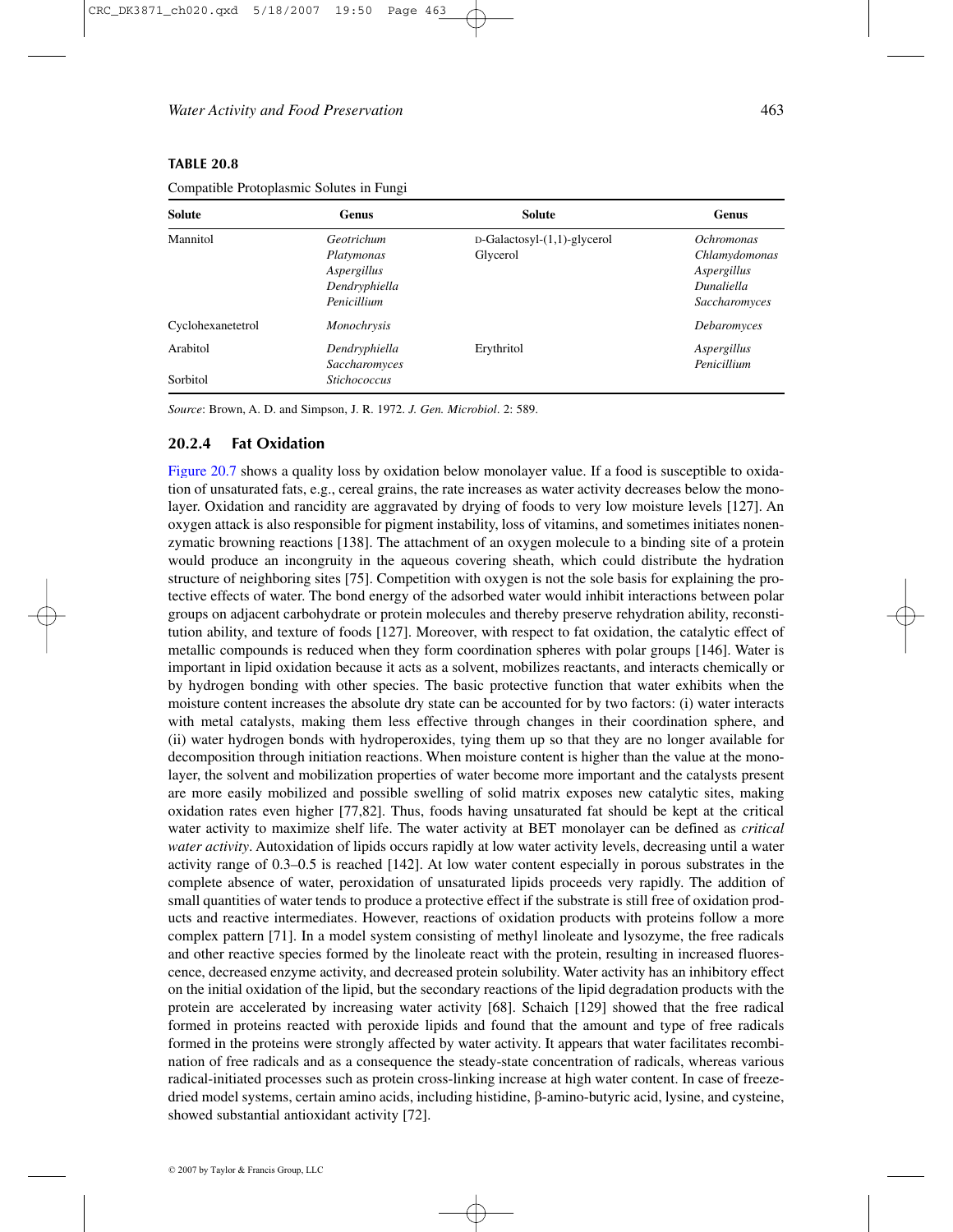**TABLE 20.8**

Compatible Protoplasmic Solutes in Fungi

| Solute | Genus | Solute | Genus |
|---|---|---|---|
| Mannitol | *Geotrichum* *Platymonas* *Aspergillus* *Dendryphiella* *Penicillium* | D-Galactosyl-(1,1)-glycerol Glycerol | *Ochromonas* *Chlamydomonas* *Aspergillus* *Dunaliella* *Saccharomyces* |
| Cyclohexanetetrol | *Monochrysis* | | *Debaromyces* |
| Arabitol | *Dendryphiella* *Saccharomyces* | Erythritol | *Aspergillus* *Penicillium* |
| Sorbitol | *Stichococcus* | | |

*Source*: Brown, A. D. and Simpson, J. R. 1972. *J. Gen. Microbiol*. 2: 589.

### 20.2.4 Fat Oxidation

Figure 20.7 shows a quality loss by oxidation below monolayer value. If a food is susceptible to oxidation of unsaturated fats, e.g., cereal grains, the rate increases as water activity decreases below the monolayer. Oxidation and rancidity are aggravated by drying of foods to very low moisture levels [127]. An oxygen attack is also responsible for pigment instability, loss of vitamins, and sometimes initiates nonenzymatic browning reactions [138]. The attachment of an oxygen molecule to a binding site of a protein would produce an incongruity in the aqueous covering sheath, which could distribute the hydration structure of neighboring sites [75]. Competition with oxygen is not the sole basis for explaining the protective effects of water. The bond energy of the adsorbed water would inhibit interactions between polar groups on adjacent carbohydrate or protein molecules and thereby preserve rehydration ability, reconstitution ability, and texture of foods [127]. Moreover, with respect to fat oxidation, the catalytic effect of metallic compounds is reduced when they form coordination spheres with polar groups [146]. Water is important in lipid oxidation because it acts as a solvent, mobilizes reactants, and interacts chemically or by hydrogen bonding with other species. The basic protective function that water exhibits when the moisture content increases the absolute dry state can be accounted for by two factors: (i) water interacts with metal catalysts, making them less effective through changes in their coordination sphere, and (ii) water hydrogen bonds with hydroperoxides, tying them up so that they are no longer available for decomposition through initiation reactions. When moisture content is higher than the value at the monolayer, the solvent and mobilization properties of water become more important and the catalysts present are more easily mobilized and possible swelling of solid matrix exposes new catalytic sites, making oxidation rates even higher [77,82]. Thus, foods having unsaturated fat should be kept at the critical water activity to maximize shelf life. The water activity at BET monolayer can be defined as *critical water activity*. Autoxidation of lipids occurs rapidly at low water activity levels, decreasing until a water activity range of 0.3–0.5 is reached [142]. At low water content especially in porous substrates in the complete absence of water, peroxidation of unsaturated lipids proceeds very rapidly. The addition of small quantities of water tends to produce a protective effect if the substrate is still free of oxidation products and reactive intermediates. However, reactions of oxidation products with proteins follow a more complex pattern [71]. In a model system consisting of methyl linoleate and lysozyme, the free radicals and other reactive species formed by the linoleate react with the protein, resulting in increased fluorescence, decreased enzyme activity, and decreased protein solubility. Water activity has an inhibitory effect on the initial oxidation of the lipid, but the secondary reactions of the lipid degradation products with the protein are accelerated by increasing water activity [68]. Schaich [129] showed that the free radical formed in proteins reacted with peroxide lipids and found that the amount and type of free radicals formed in the proteins were strongly affected by water activity. It appears that water facilitates recombination of free radicals and as a consequence the steady-state concentration of radicals, whereas various radical-initiated processes such as protein cross-linking increase at high water content. In case of freeze-dried model systems, certain amino acids, including histidine, β-amino-butyric acid, lysine, and cysteine, showed substantial antioxidant activity [72].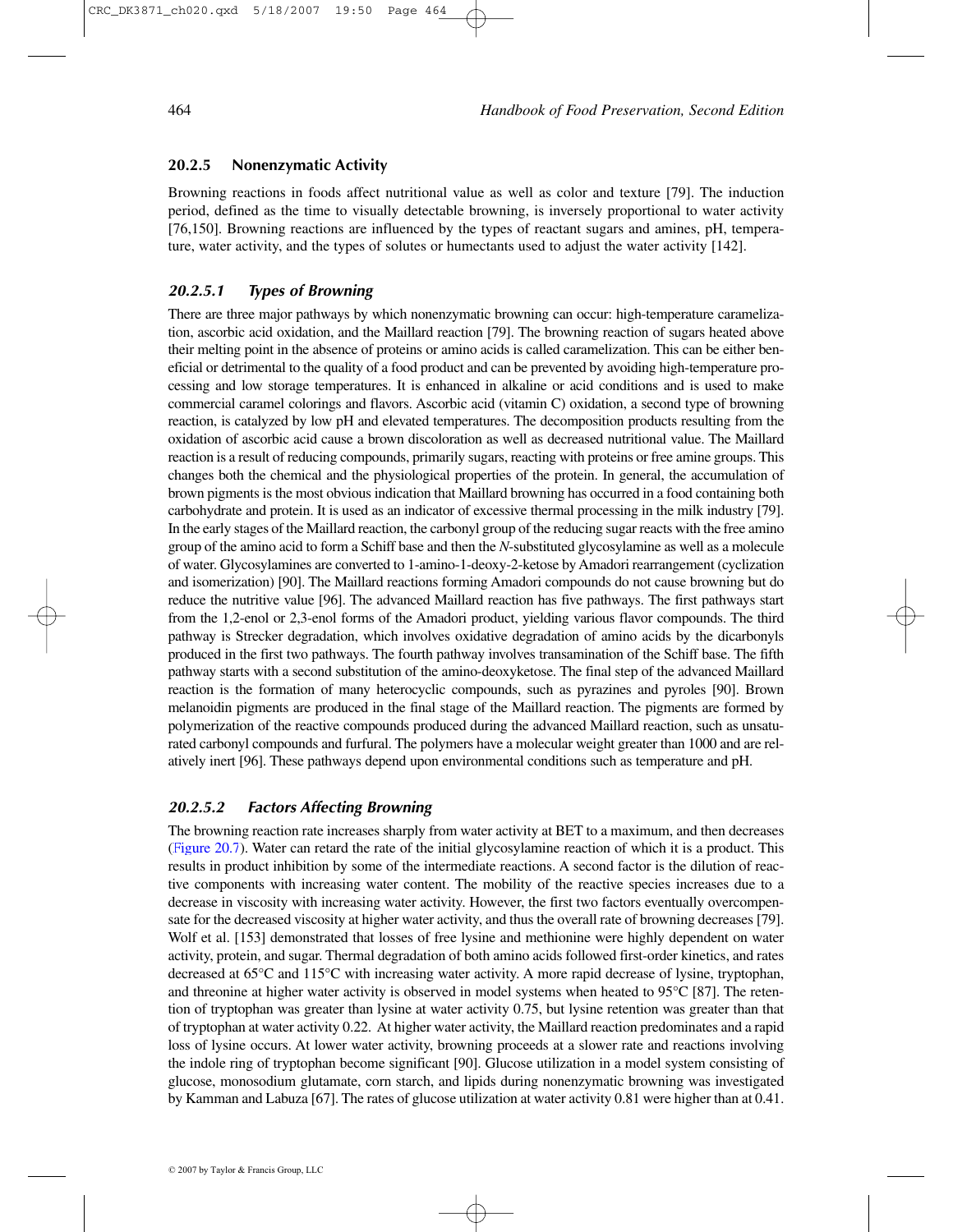### 20.2.5 Nonenzymatic Activity

Browning reactions in foods affect nutritional value as well as color and texture [79]. The induction period, defined as the time to visually detectable browning, is inversely proportional to water activity [76,150]. Browning reactions are influenced by the types of reactant sugars and amines, pH, temperature, water activity, and the types of solutes or humectants used to adjust the water activity [142].

#### *20.2.5.1 Types of Browning*

There are three major pathways by which nonenzymatic browning can occur: high-temperature caramelization, ascorbic acid oxidation, and the Maillard reaction [79]. The browning reaction of sugars heated above their melting point in the absence of proteins or amino acids is called caramelization. This can be either beneficial or detrimental to the quality of a food product and can be prevented by avoiding high-temperature processing and low storage temperatures. It is enhanced in alkaline or acid conditions and is used to make commercial caramel colorings and flavors. Ascorbic acid (vitamin C) oxidation, a second type of browning reaction, is catalyzed by low pH and elevated temperatures. The decomposition products resulting from the oxidation of ascorbic acid cause a brown discoloration as well as decreased nutritional value. The Maillard reaction is a result of reducing compounds, primarily sugars, reacting with proteins or free amine groups. This changes both the chemical and the physiological properties of the protein. In general, the accumulation of brown pigments is the most obvious indication that Maillard browning has occurred in a food containing both carbohydrate and protein. It is used as an indicator of excessive thermal processing in the milk industry [79]. In the early stages of the Maillard reaction, the carbonyl group of the reducing sugar reacts with the free amino group of the amino acid to form a Schiff base and then the *N*-substituted glycosylamine as well as a molecule of water. Glycosylamines are converted to 1-amino-1-deoxy-2-ketose by Amadori rearrangement (cyclization and isomerization) [90]. The Maillard reactions forming Amadori compounds do not cause browning but do reduce the nutritive value [96]. The advanced Maillard reaction has five pathways. The first pathways start from the 1,2-enol or 2,3-enol forms of the Amadori product, yielding various flavor compounds. The third pathway is Strecker degradation, which involves oxidative degradation of amino acids by the dicarbonyls produced in the first two pathways. The fourth pathway involves transamination of the Schiff base. The fifth pathway starts with a second substitution of the amino-deoxyketose. The final step of the advanced Maillard reaction is the formation of many heterocyclic compounds, such as pyrazines and pyroles [90]. Brown melanoidin pigments are produced in the final stage of the Maillard reaction. The pigments are formed by polymerization of the reactive compounds produced during the advanced Maillard reaction, such as unsaturated carbonyl compounds and furfural. The polymers have a molecular weight greater than 1000 and are relatively inert [96]. These pathways depend upon environmental conditions such as temperature and pH.

#### *20.2.5.2 Factors Affecting Browning*

The browning reaction rate increases sharply from water activity at BET to a maximum, and then decreases (Figure 20.7). Water can retard the rate of the initial glycosylamine reaction of which it is a product. This results in product inhibition by some of the intermediate reactions. A second factor is the dilution of reactive components with increasing water content. The mobility of the reactive species increases due to a decrease in viscosity with increasing water activity. However, the first two factors eventually overcompensate for the decreased viscosity at higher water activity, and thus the overall rate of browning decreases [79]. Wolf et al. [153] demonstrated that losses of free lysine and methionine were highly dependent on water activity, protein, and sugar. Thermal degradation of both amino acids followed first-order kinetics, and rates decreased at 65°C and 115°C with increasing water activity. A more rapid decrease of lysine, tryptophan, and threonine at higher water activity is observed in model systems when heated to 95°C [87]. The retention of tryptophan was greater than lysine at water activity 0.75, but lysine retention was greater than that of tryptophan at water activity 0.22. At higher water activity, the Maillard reaction predominates and a rapid loss of lysine occurs. At lower water activity, browning proceeds at a slower rate and reactions involving the indole ring of tryptophan become significant [90]. Glucose utilization in a model system consisting of glucose, monosodium glutamate, corn starch, and lipids during nonenzymatic browning was investigated by Kamman and Labuza [67]. The rates of glucose utilization at water activity 0.81 were higher than at 0.41.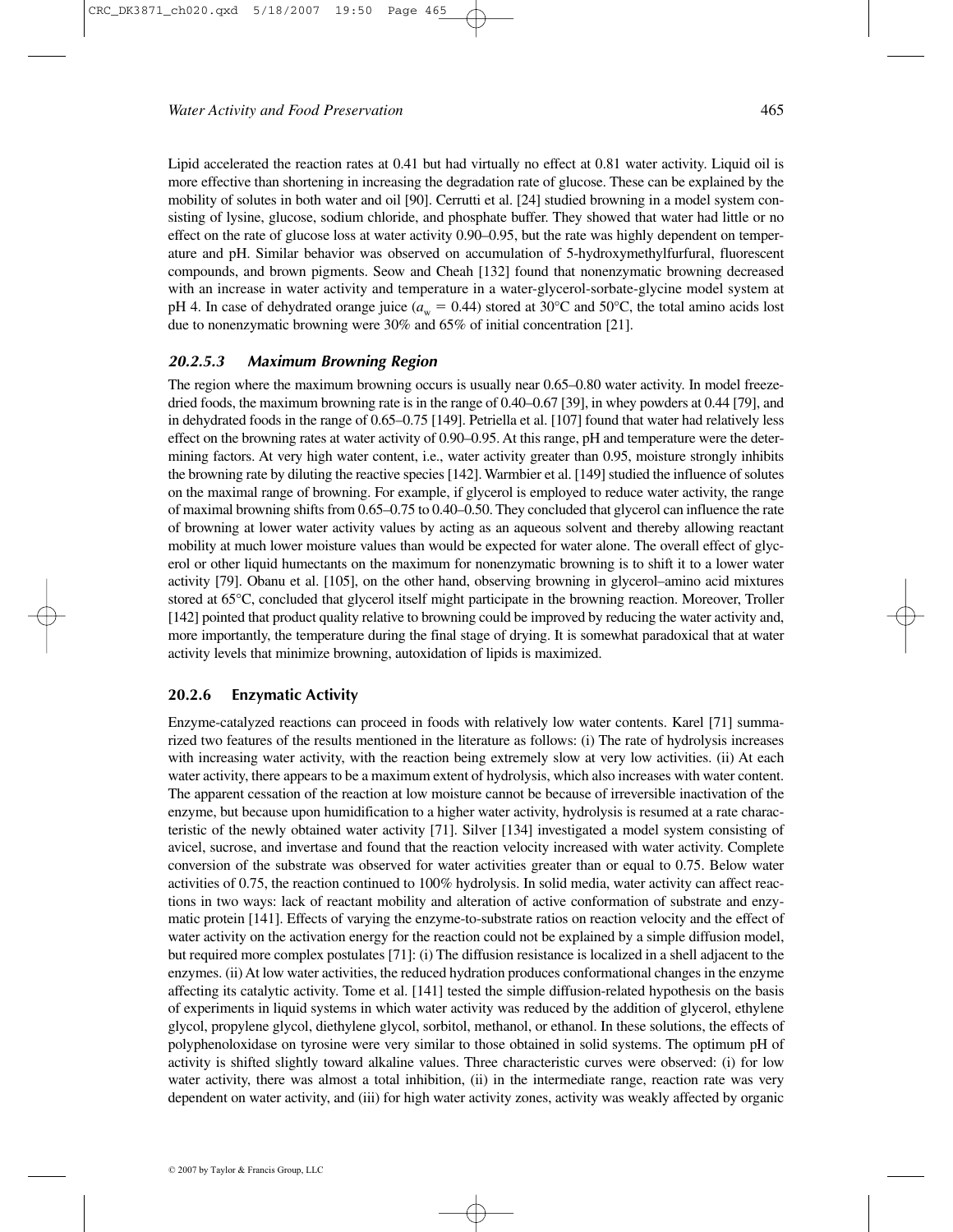Lipid accelerated the reaction rates at 0.41 but had virtually no effect at 0.81 water activity. Liquid oil is more effective than shortening in increasing the degradation rate of glucose. These can be explained by the mobility of solutes in both water and oil [90]. Cerrutti et al. [24] studied browning in a model system consisting of lysine, glucose, sodium chloride, and phosphate buffer. They showed that water had little or no effect on the rate of glucose loss at water activity 0.90–0.95, but the rate was highly dependent on temperature and pH. Similar behavior was observed on accumulation of 5-hydroxymethylfurfural, fluorescent compounds, and brown pigments. Seow and Cheah [132] found that nonenzymatic browning decreased with an increase in water activity and temperature in a water-glycerol-sorbate-glycine model system at pH 4. In case of dehydrated orange juice ($a_w = 0.44$) stored at 30°C and 50°C, the total amino acids lost due to nonenzymatic browning were 30% and 65% of initial concentration [21].

#### *20.2.5.3 Maximum Browning Region*

The region where the maximum browning occurs is usually near 0.65–0.80 water activity. In model freeze-dried foods, the maximum browning rate is in the range of 0.40–0.67 [39], in whey powders at 0.44 [79], and in dehydrated foods in the range of 0.65–0.75 [149]. Petriella et al. [107] found that water had relatively less effect on the browning rates at water activity of 0.90–0.95. At this range, pH and temperature were the determining factors. At very high water content, i.e., water activity greater than 0.95, moisture strongly inhibits the browning rate by diluting the reactive species [142]. Warmbier et al. [149] studied the influence of solutes on the maximal range of browning. For example, if glycerol is employed to reduce water activity, the range of maximal browning shifts from 0.65–0.75 to 0.40–0.50. They concluded that glycerol can influence the rate of browning at lower water activity values by acting as an aqueous solvent and thereby allowing reactant mobility at much lower moisture values than would be expected for water alone. The overall effect of glycerol or other liquid humectants on the maximum for nonenzymatic browning is to shift it to a lower water activity [79]. Obanu et al. [105], on the other hand, observing browning in glycerol–amino acid mixtures stored at 65°C, concluded that glycerol itself might participate in the browning reaction. Moreover, Troller [142] pointed that product quality relative to browning could be improved by reducing the water activity and, more importantly, the temperature during the final stage of drying. It is somewhat paradoxical that at water activity levels that minimize browning, autoxidation of lipids is maximized.

### 20.2.6 Enzymatic Activity

Enzyme-catalyzed reactions can proceed in foods with relatively low water contents. Karel [71] summarized two features of the results mentioned in the literature as follows: (i) The rate of hydrolysis increases with increasing water activity, with the reaction being extremely slow at very low activities. (ii) At each water activity, there appears to be a maximum extent of hydrolysis, which also increases with water content. The apparent cessation of the reaction at low moisture cannot be because of irreversible inactivation of the enzyme, but because upon humidification to a higher water activity, hydrolysis is resumed at a rate characteristic of the newly obtained water activity [71]. Silver [134] investigated a model system consisting of avicel, sucrose, and invertase and found that the reaction velocity increased with water activity. Complete conversion of the substrate was observed for water activities greater than or equal to 0.75. Below water activities of 0.75, the reaction continued to 100% hydrolysis. In solid media, water activity can affect reactions in two ways: lack of reactant mobility and alteration of active conformation of substrate and enzymatic protein [141]. Effects of varying the enzyme-to-substrate ratios on reaction velocity and the effect of water activity on the activation energy for the reaction could not be explained by a simple diffusion model, but required more complex postulates [71]: (i) The diffusion resistance is localized in a shell adjacent to the enzymes. (ii) At low water activities, the reduced hydration produces conformational changes in the enzyme affecting its catalytic activity. Tome et al. [141] tested the simple diffusion-related hypothesis on the basis of experiments in liquid systems in which water activity was reduced by the addition of glycerol, ethylene glycol, propylene glycol, diethylene glycol, sorbitol, methanol, or ethanol. In these solutions, the effects of polyphenoloxidase on tyrosine were very similar to those obtained in solid systems. The optimum pH of activity is shifted slightly toward alkaline values. Three characteristic curves were observed: (i) for low water activity, there was almost a total inhibition, (ii) in the intermediate range, reaction rate was very dependent on water activity, and (iii) for high water activity zones, activity was weakly affected by organic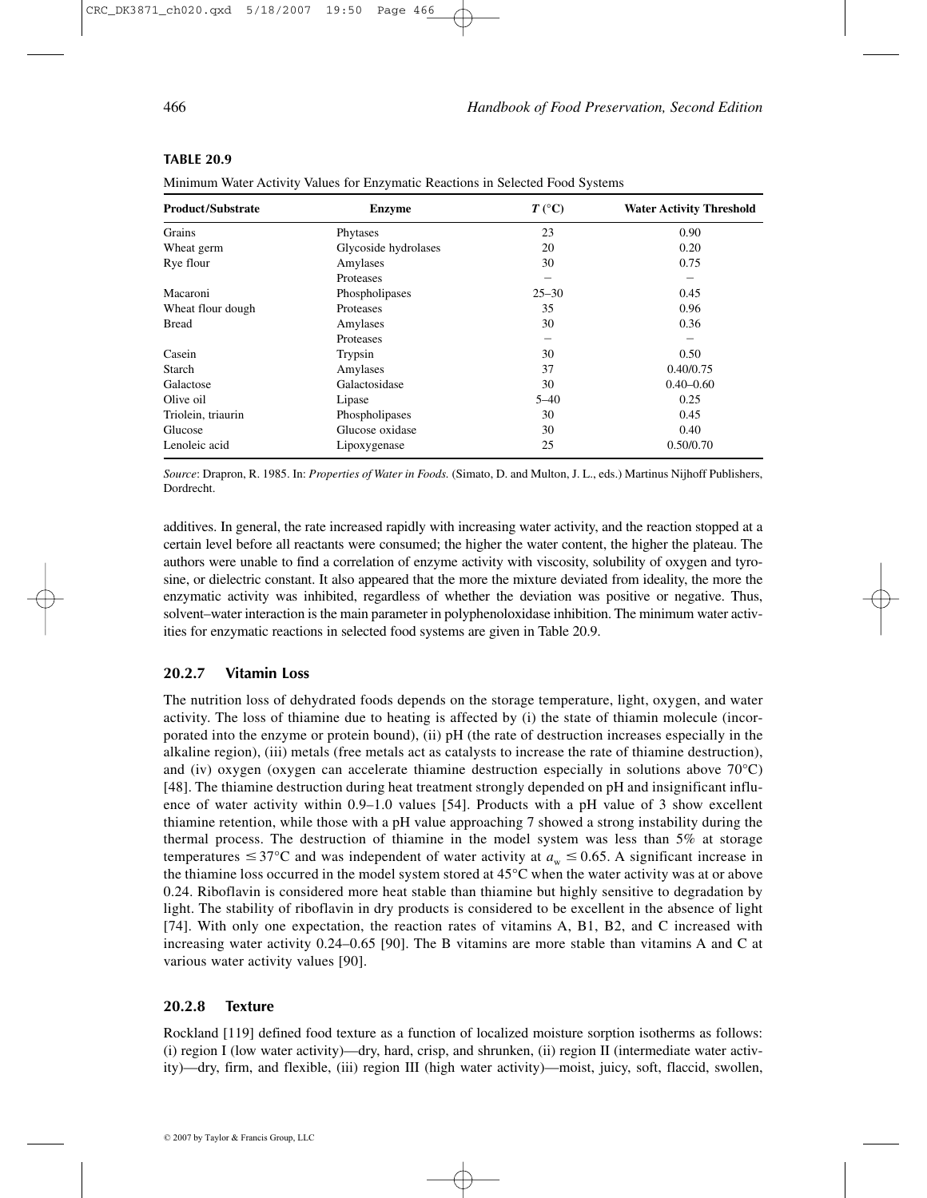**TABLE 20.9**

Minimum Water Activity Values for Enzymatic Reactions in Selected Food Systems

| Product/Substrate | Enzyme | $T$ (°C) | Water Activity Threshold |
|---|---|---|---|
| Grains | Phytases | 23 | 0.90 |
| Wheat germ | Glycoside hydrolases | 20 | 0.20 |
| Rye flour | Amylases | 30 | 0.75 |
| | Proteases | – | – |
| Macaroni | Phospholipases | 25–30 | 0.45 |
| Wheat flour dough | Proteases | 35 | 0.96 |
| Bread | Amylases | 30 | 0.36 |
| | Proteases | – | – |
| Casein | Trypsin | 30 | 0.50 |
| Starch | Amylases | 37 | 0.40/0.75 |
| Galactose | Galactosidase | 30 | 0.40–0.60 |
| Olive oil | Lipase | 5–40 | 0.25 |
| Triolein, triaurin | Phospholipases | 30 | 0.45 |
| Glucose | Glucose oxidase | 30 | 0.40 |
| Lenoleic acid | Lipoxygenase | 25 | 0.50/0.70 |

*Source*: Drapron, R. 1985. In: *Properties of Water in Foods.* (Simato, D. and Multon, J. L., eds.) Martinus Nijhoff Publishers, Dordrecht.

additives. In general, the rate increased rapidly with increasing water activity, and the reaction stopped at a certain level before all reactants were consumed; the higher the water content, the higher the plateau. The authors were unable to find a correlation of enzyme activity with viscosity, solubility of oxygen and tyrosine, or dielectric constant. It also appeared that the more the mixture deviated from ideality, the more the enzymatic activity was inhibited, regardless of whether the deviation was positive or negative. Thus, solvent–water interaction is the main parameter in polyphenoloxidase inhibition. The minimum water activities for enzymatic reactions in selected food systems are given in Table 20.9.

### 20.2.7 Vitamin Loss

The nutrition loss of dehydrated foods depends on the storage temperature, light, oxygen, and water activity. The loss of thiamine due to heating is affected by (i) the state of thiamin molecule (incorporated into the enzyme or protein bound), (ii) pH (the rate of destruction increases especially in the alkaline region), (iii) metals (free metals act as catalysts to increase the rate of thiamine destruction), and (iv) oxygen (oxygen can accelerate thiamine destruction especially in solutions above 70°C) [48]. The thiamine destruction during heat treatment strongly depended on pH and insignificant influence of water activity within 0.9–1.0 values [54]. Products with a pH value of 3 show excellent thiamine retention, while those with a pH value approaching 7 showed a strong instability during the thermal process. The destruction of thiamine in the model system was less than 5% at storage temperatures $\leq 37$°C and was independent of water activity at $a_w \leq 0.65$. A significant increase in the thiamine loss occurred in the model system stored at 45°C when the water activity was at or above 0.24. Riboflavin is considered more heat stable than thiamine but highly sensitive to degradation by light. The stability of riboflavin in dry products is considered to be excellent in the absence of light [74]. With only one expectation, the reaction rates of vitamins A, B1, B2, and C increased with increasing water activity 0.24–0.65 [90]. The B vitamins are more stable than vitamins A and C at various water activity values [90].

### 20.2.8 Texture

Rockland [119] defined food texture as a function of localized moisture sorption isotherms as follows: (i) region I (low water activity)—dry, hard, crisp, and shrunken, (ii) region II (intermediate water activity)—dry, firm, and flexible, (iii) region III (high water activity)—moist, juicy, soft, flaccid, swollen,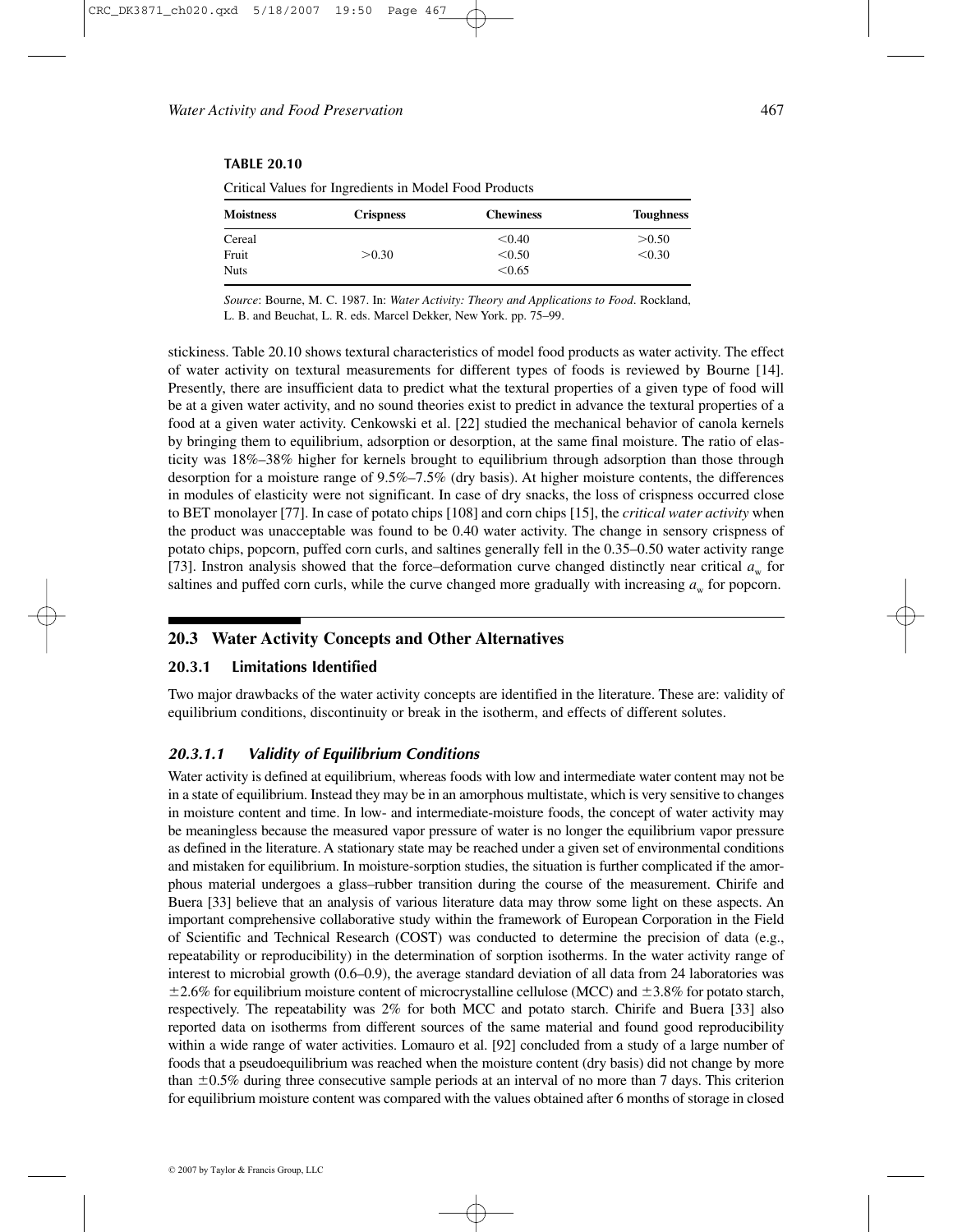**TABLE 20.10**

Critical Values for Ingredients in Model Food Products

| Moistness | Crispness | Chewiness | Toughness |
|---|---|---|---|
| Cereal | | <0.40 | >0.50 |
| Fruit | >0.30 | <0.50 | <0.30 |
| Nuts | | <0.65 | |

*Source*: Bourne, M. C. 1987. In: *Water Activity: Theory and Applications to Food*. Rockland, L. B. and Beuchat, L. R. eds. Marcel Dekker, New York. pp. 75–99.

stickiness. Table 20.10 shows textural characteristics of model food products as water activity. The effect of water activity on textural measurements for different types of foods is reviewed by Bourne [14]. Presently, there are insufficient data to predict what the textural properties of a given type of food will be at a given water activity, and no sound theories exist to predict in advance the textural properties of a food at a given water activity. Cenkowski et al. [22] studied the mechanical behavior of canola kernels by bringing them to equilibrium, adsorption or desorption, at the same final moisture. The ratio of elasticity was 18%–38% higher for kernels brought to equilibrium through adsorption than those through desorption for a moisture range of 9.5%–7.5% (dry basis). At higher moisture contents, the differences in modules of elasticity were not significant. In case of dry snacks, the loss of crispness occurred close to BET monolayer [77]. In case of potato chips [108] and corn chips [15], the *critical water activity* when the product was unacceptable was found to be 0.40 water activity. The change in sensory crispness of potato chips, popcorn, puffed corn curls, and saltines generally fell in the 0.35–0.50 water activity range [73]. Instron analysis showed that the force–deformation curve changed distinctly near critical $a_w$ for saltines and puffed corn curls, while the curve changed more gradually with increasing $a_w$ for popcorn.

## 20.3 Water Activity Concepts and Other Alternatives

### 20.3.1 Limitations Identified

Two major drawbacks of the water activity concepts are identified in the literature. These are: validity of equilibrium conditions, discontinuity or break in the isotherm, and effects of different solutes.

#### *20.3.1.1 Validity of Equilibrium Conditions*

Water activity is defined at equilibrium, whereas foods with low and intermediate water content may not be in a state of equilibrium. Instead they may be in an amorphous multistate, which is very sensitive to changes in moisture content and time. In low- and intermediate-moisture foods, the concept of water activity may be meaningless because the measured vapor pressure of water is no longer the equilibrium vapor pressure as defined in the literature. A stationary state may be reached under a given set of environmental conditions and mistaken for equilibrium. In moisture-sorption studies, the situation is further complicated if the amorphous material undergoes a glass–rubber transition during the course of the measurement. Chirife and Buera [33] believe that an analysis of various literature data may throw some light on these aspects. An important comprehensive collaborative study within the framework of European Corporation in the Field of Scientific and Technical Research (COST) was conducted to determine the precision of data (e.g., repeatability or reproducibility) in the determination of sorption isotherms. In the water activity range of interest to microbial growth (0.6–0.9), the average standard deviation of all data from 24 laboratories was ±2.6% for equilibrium moisture content of microcrystalline cellulose (MCC) and ±3.8% for potato starch, respectively. The repeatability was 2% for both MCC and potato starch. Chirife and Buera [33] also reported data on isotherms from different sources of the same material and found good reproducibility within a wide range of water activities. Lomauro et al. [92] concluded from a study of a large number of foods that a pseudoequilibrium was reached when the moisture content (dry basis) did not change by more than ±0.5% during three consecutive sample periods at an interval of no more than 7 days. This criterion for equilibrium moisture content was compared with the values obtained after 6 months of storage in closed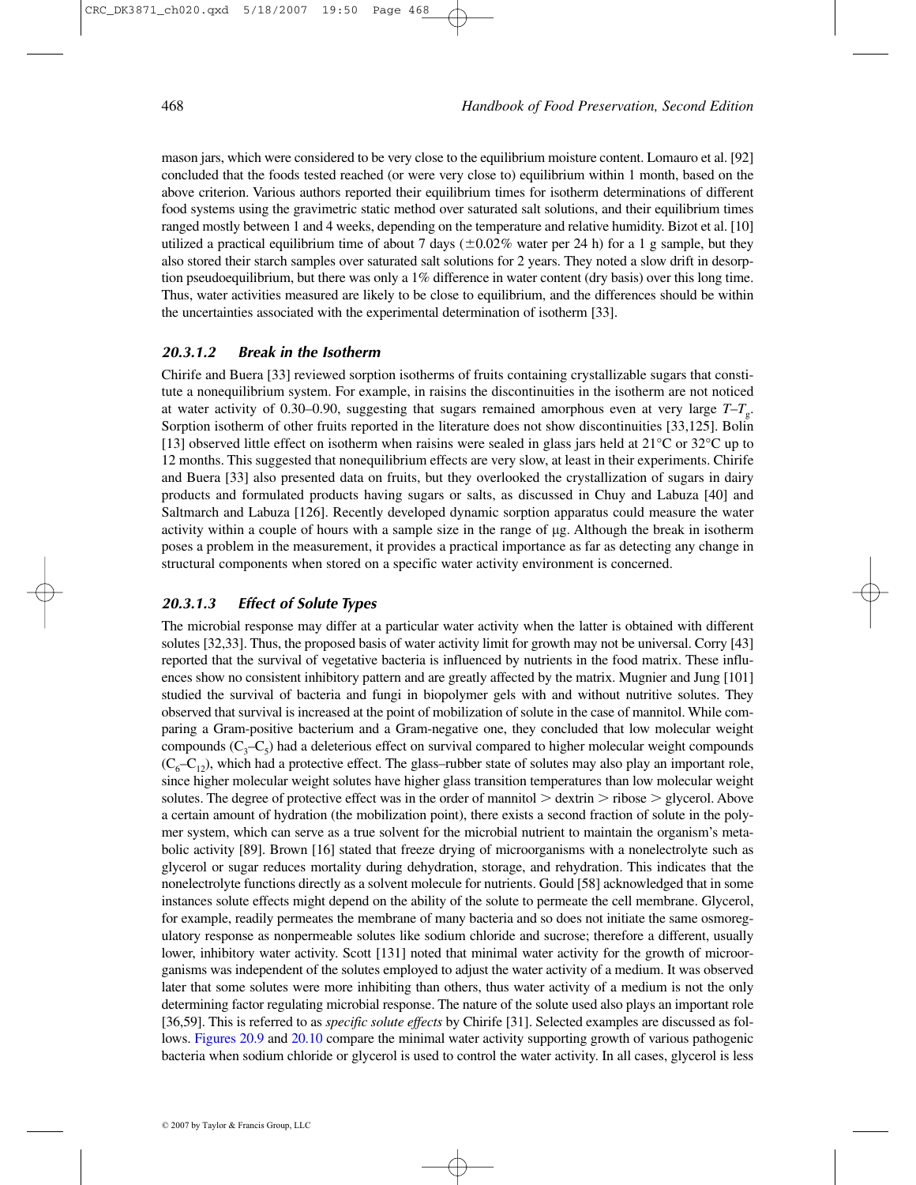mason jars, which were considered to be very close to the equilibrium moisture content. Lomauro et al. [92] concluded that the foods tested reached (or were very close to) equilibrium within 1 month, based on the above criterion. Various authors reported their equilibrium times for isotherm determinations of different food systems using the gravimetric static method over saturated salt solutions, and their equilibrium times ranged mostly between 1 and 4 weeks, depending on the temperature and relative humidity. Bizot et al. [10] utilized a practical equilibrium time of about 7 days ($\pm$0.02% water per 24 h) for a 1 g sample, but they also stored their starch samples over saturated salt solutions for 2 years. They noted a slow drift in desorption pseudoequilibrium, but there was only a 1% difference in water content (dry basis) over this long time. Thus, water activities measured are likely to be close to equilibrium, and the differences should be within the uncertainties associated with the experimental determination of isotherm [33].

#### 20.3.1.2 Break in the Isotherm

Chirife and Buera [33] reviewed sorption isotherms of fruits containing crystallizable sugars that constitute a nonequilibrium system. For example, in raisins the discontinuities in the isotherm are not noticed at water activity of 0.30–0.90, suggesting that sugars remained amorphous even at very large $T–T_g$. Sorption isotherm of other fruits reported in the literature does not show discontinuities [33,125]. Bolin [13] observed little effect on isotherm when raisins were sealed in glass jars held at 21°C or 32°C up to 12 months. This suggested that nonequilibrium effects are very slow, at least in their experiments. Chirife and Buera [33] also presented data on fruits, but they overlooked the crystallization of sugars in dairy products and formulated products having sugars or salts, as discussed in Chuy and Labuza [40] and Saltmarch and Labuza [126]. Recently developed dynamic sorption apparatus could measure the water activity within a couple of hours with a sample size in the range of μg. Although the break in isotherm poses a problem in the measurement, it provides a practical importance as far as detecting any change in structural components when stored on a specific water activity environment is concerned.

#### 20.3.1.3 Effect of Solute Types

The microbial response may differ at a particular water activity when the latter is obtained with different solutes [32,33]. Thus, the proposed basis of water activity limit for growth may not be universal. Corry [43] reported that the survival of vegetative bacteria is influenced by nutrients in the food matrix. These influences show no consistent inhibitory pattern and are greatly affected by the matrix. Mugnier and Jung [101] studied the survival of bacteria and fungi in biopolymer gels with and without nutritive solutes. They observed that survival is increased at the point of mobilization of solute in the case of mannitol. While comparing a Gram-positive bacterium and a Gram-negative one, they concluded that low molecular weight compounds ($C_3$–$C_5$) had a deleterious effect on survival compared to higher molecular weight compounds ($C_6$–$C_{12}$), which had a protective effect. The glass–rubber state of solutes may also play an important role, since higher molecular weight solutes have higher glass transition temperatures than low molecular weight solutes. The degree of protective effect was in the order of mannitol > dextrin > ribose > glycerol. Above a certain amount of hydration (the mobilization point), there exists a second fraction of solute in the polymer system, which can serve as a true solvent for the microbial nutrient to maintain the organism's metabolic activity [89]. Brown [16] stated that freeze drying of microorganisms with a nonelectrolyte such as glycerol or sugar reduces mortality during dehydration, storage, and rehydration. This indicates that the nonelectrolyte functions directly as a solvent molecule for nutrients. Gould [58] acknowledged that in some instances solute effects might depend on the ability of the solute to permeate the cell membrane. Glycerol, for example, readily permeates the membrane of many bacteria and so does not initiate the same osmoregulatory response as nonpermeable solutes like sodium chloride and sucrose; therefore a different, usually lower, inhibitory water activity. Scott [131] noted that minimal water activity for the growth of microorganisms was independent of the solutes employed to adjust the water activity of a medium. It was observed later that some solutes were more inhibiting than others, thus water activity of a medium is not the only determining factor regulating microbial response. The nature of the solute used also plays an important role [36,59]. This is referred to as *specific solute effects* by Chirife [31]. Selected examples are discussed as follows. Figures 20.9 and 20.10 compare the minimal water activity supporting growth of various pathogenic bacteria when sodium chloride or glycerol is used to control the water activity. In all cases, glycerol is less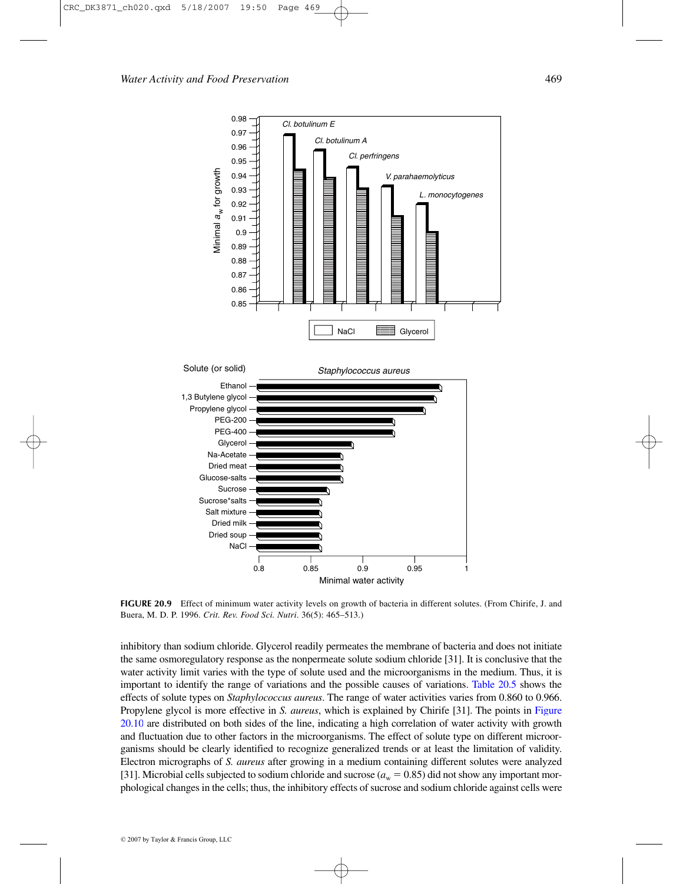**FIGURE 20.9** Effect of minimum water activity levels on growth of bacteria in different solutes. (From Chirife, J. and Buera, M. D. P. 1996. *Crit. Rev. Food Sci. Nutri*. 36(5): 465–513.)

inhibitory than sodium chloride. Glycerol readily permeates the membrane of bacteria and does not initiate the same osmoregulatory response as the nonpermeate solute sodium chloride [31]. It is conclusive that the water activity limit varies with the type of solute used and the microorganisms in the medium. Thus, it is important to identify the range of variations and the possible causes of variations. Table 20.5 shows the effects of solute types on *Staphylococcus aureus*. The range of water activities varies from 0.860 to 0.966. Propylene glycol is more effective in *S. aureus*, which is explained by Chirife [31]. The points in Figure 20.10 are distributed on both sides of the line, indicating a high correlation of water activity with growth and fluctuation due to other factors in the microorganisms. The effect of solute type on different microorganisms should be clearly identified to recognize generalized trends or at least the limitation of validity. Electron micrographs of *S. aureus* after growing in a medium containing different solutes were analyzed [31]. Microbial cells subjected to sodium chloride and sucrose ($a_w = 0.85$) did not show any important morphological changes in the cells; thus, the inhibitory effects of sucrose and sodium chloride against cells were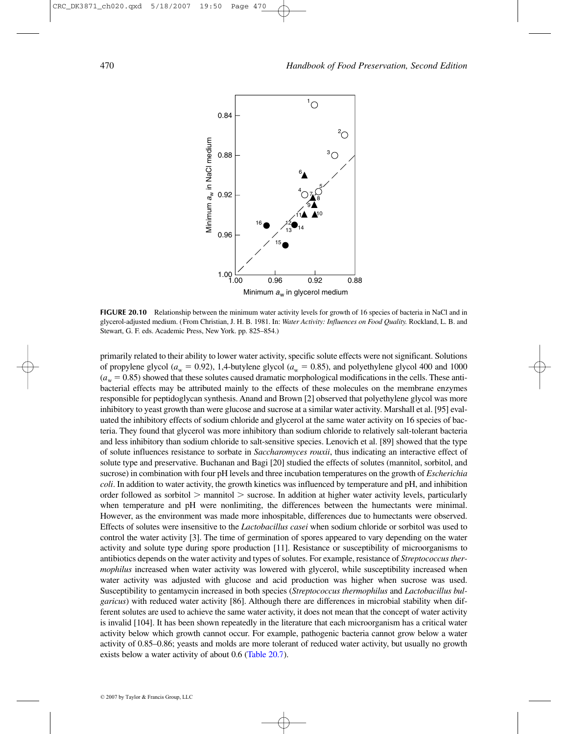**FIGURE 20.10** Relationship between the minimum water activity levels for growth of 16 species of bacteria in NaCl and in glycerol-adjusted medium. (From Christian, J. H. B. 1981. In: *Water Activity: Influences on Food Quality.* Rockland, L. B. and Stewart, G. F. eds. Academic Press, New York. pp. 825–854.)

primarily related to their ability to lower water activity, specific solute effects were not significant. Solutions of propylene glycol ($a_w$ = 0.92), 1,4-butylene glycol ($a_w$ = 0.85), and polyethylene glycol 400 and 1000 ($a_w$ = 0.85) showed that these solutes caused dramatic morphological modifications in the cells. These antibacterial effects may be attributed mainly to the effects of these molecules on the membrane enzymes responsible for peptidoglycan synthesis. Anand and Brown [2] observed that polyethylene glycol was more inhibitory to yeast growth than were glucose and sucrose at a similar water activity. Marshall et al. [95] evaluated the inhibitory effects of sodium chloride and glycerol at the same water activity on 16 species of bacteria. They found that glycerol was more inhibitory than sodium chloride to relatively salt-tolerant bacteria and less inhibitory than sodium chloride to salt-sensitive species. Lenovich et al. [89] showed that the type of solute influences resistance to sorbate in *Saccharomyces rouxii*, thus indicating an interactive effect of solute type and preservative. Buchanan and Bagi [20] studied the effects of solutes (mannitol, sorbitol, and sucrose) in combination with four pH levels and three incubation temperatures on the growth of *Escherichia coli*. In addition to water activity, the growth kinetics was influenced by temperature and pH, and inhibition order followed as sorbitol > mannitol > sucrose. In addition at higher water activity levels, particularly when temperature and pH were nonlimiting, the differences between the humectants were minimal. However, as the environment was made more inhospitable, differences due to humectants were observed. Effects of solutes were insensitive to the *Lactobacillus casei* when sodium chloride or sorbitol was used to control the water activity [3]. The time of germination of spores appeared to vary depending on the water activity and solute type during spore production [11]. Resistance or susceptibility of microorganisms to antibiotics depends on the water activity and types of solutes. For example, resistance of *Streptococcus thermophilus* increased when water activity was lowered with glycerol, while susceptibility increased when water activity was adjusted with glucose and acid production was higher when sucrose was used. Susceptibility to gentamycin increased in both species (*Streptococcus thermophilus* and *Lactobacillus bulgaricus*) with reduced water activity [86]. Although there are differences in microbial stability when different solutes are used to achieve the same water activity, it does not mean that the concept of water activity is invalid [104]. It has been shown repeatedly in the literature that each microorganism has a critical water activity below which growth cannot occur. For example, pathogenic bacteria cannot grow below a water activity of 0.85–0.86; yeasts and molds are more tolerant of reduced water activity, but usually no growth exists below a water activity of about 0.6 (Table 20.7).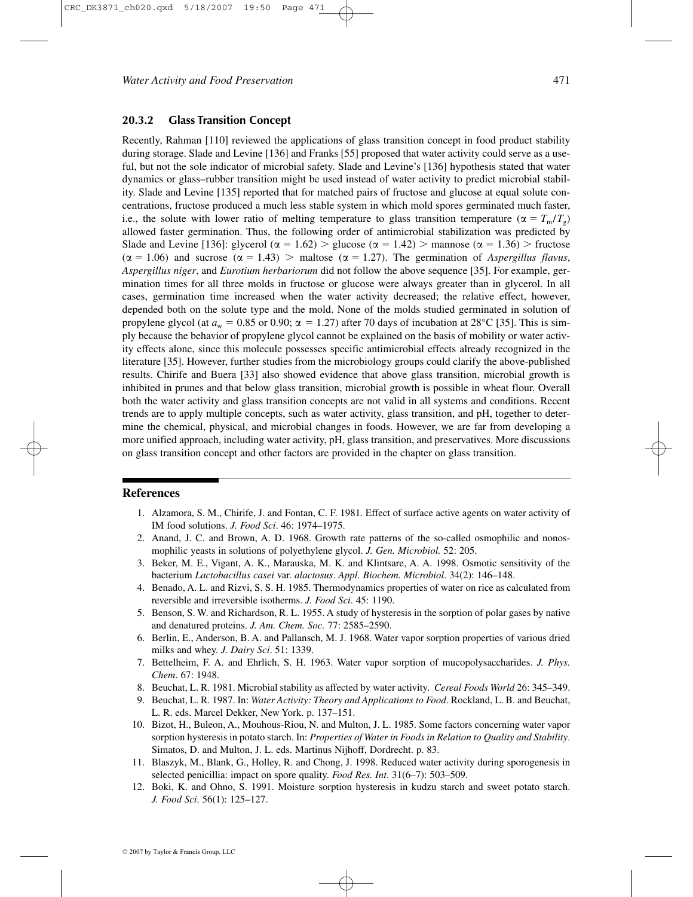### 20.3.2 Glass Transition Concept

Recently, Rahman [110] reviewed the applications of glass transition concept in food product stability during storage. Slade and Levine [136] and Franks [55] proposed that water activity could serve as a useful, but not the sole indicator of microbial safety. Slade and Levine's [136] hypothesis stated that water dynamics or glass–rubber transition might be used instead of water activity to predict microbial stability. Slade and Levine [135] reported that for matched pairs of fructose and glucose at equal solute concentrations, fructose produced a much less stable system in which mold spores germinated much faster, i.e., the solute with lower ratio of melting temperature to glass transition temperature ($\alpha = T_m/T_g$) allowed faster germination. Thus, the following order of antimicrobial stabilization was predicted by Slade and Levine [136]: glycerol ($\alpha = 1.62$) > glucose ($\alpha = 1.42$) > mannose ($\alpha = 1.36$) > fructose ($\alpha = 1.06$) and sucrose ($\alpha = 1.43$) > maltose ($\alpha = 1.27$). The germination of *Aspergillus flavus*, *Aspergillus niger*, and *Eurotium herbariorum* did not follow the above sequence [35]. For example, germination times for all three molds in fructose or glucose were always greater than in glycerol. In all cases, germination time increased when the water activity decreased; the relative effect, however, depended both on the solute type and the mold. None of the molds studied germinated in solution of propylene glycol (at $a_w = 0.85$ or 0.90; $\alpha = 1.27$) after 70 days of incubation at 28°C [35]. This is simply because the behavior of propylene glycol cannot be explained on the basis of mobility or water activity effects alone, since this molecule possesses specific antimicrobial effects already recognized in the literature [35]. However, further studies from the microbiology groups could clarify the above-published results. Chirife and Buera [33] also showed evidence that above glass transition, microbial growth is inhibited in prunes and that below glass transition, microbial growth is possible in wheat flour. Overall both the water activity and glass transition concepts are not valid in all systems and conditions. Recent trends are to apply multiple concepts, such as water activity, glass transition, and pH, together to determine the chemical, physical, and microbial changes in foods. However, we are far from developing a more unified approach, including water activity, pH, glass transition, and preservatives. More discussions on glass transition concept and other factors are provided in the chapter on glass transition.

## References

1. Alzamora, S. M., Chirife, J. and Fontan, C. F. 1981. Effect of surface active agents on water activity of IM food solutions. *J. Food Sci*. 46: 1974–1975.
2. Anand, J. C. and Brown, A. D. 1968. Growth rate patterns of the so-called osmophilic and nonosmophilic yeasts in solutions of polyethylene glycol. *J. Gen. Microbiol.* 52: 205.
3. Beker, M. E., Vigant, A. K., Marauska, M. K. and Klintsare, A. A. 1998. Osmotic sensitivity of the bacterium *Lactobacillus casei* var. *alactosus*. *Appl. Biochem. Microbiol*. 34(2): 146–148.
4. Benado, A. L. and Rizvi, S. S. H. 1985. Thermodynamics properties of water on rice as calculated from reversible and irreversible isotherms. *J. Food Sci*. 45: 1190.
5. Benson, S. W. and Richardson, R. L. 1955. A study of hysteresis in the sorption of polar gases by native and denatured proteins. *J. Am. Chem. Soc*. 77: 2585–2590.
6. Berlin, E., Anderson, B. A. and Pallansch, M. J. 1968. Water vapor sorption properties of various dried milks and whey. *J. Dairy Sci*. 51: 1339.
7. Bettelheim, F. A. and Ehrlich, S. H. 1963. Water vapor sorption of mucopolysaccharides. *J. Phys. Chem*. 67: 1948.
8. Beuchat, L. R. 1981. Microbial stability as affected by water activity. *Cereal Foods World* 26: 345–349.
9. Beuchat, L. R. 1987. In: *Water Activity: Theory and Applications to Food*. Rockland, L. B. and Beuchat, L. R. eds. Marcel Dekker, New York. p. 137–151.
10. Bizot, H., Buleon, A., Mouhous-Riou, N. and Multon, J. L. 1985. Some factors concerning water vapor sorption hysteresis in potato starch. In: *Properties of Water in Foods in Relation to Quality and Stability*. Simatos, D. and Multon, J. L. eds. Martinus Nijhoff, Dordrecht. p. 83.
11. Blaszyk, M., Blank, G., Holley, R. and Chong, J. 1998. Reduced water activity during sporogenesis in selected penicillia: impact on spore quality. *Food Res. Int*. 31(6–7): 503–509.
12. Boki, K. and Ohno, S. 1991. Moisture sorption hysteresis in kudzu starch and sweet potato starch. *J. Food Sci*. 56(1): 125–127.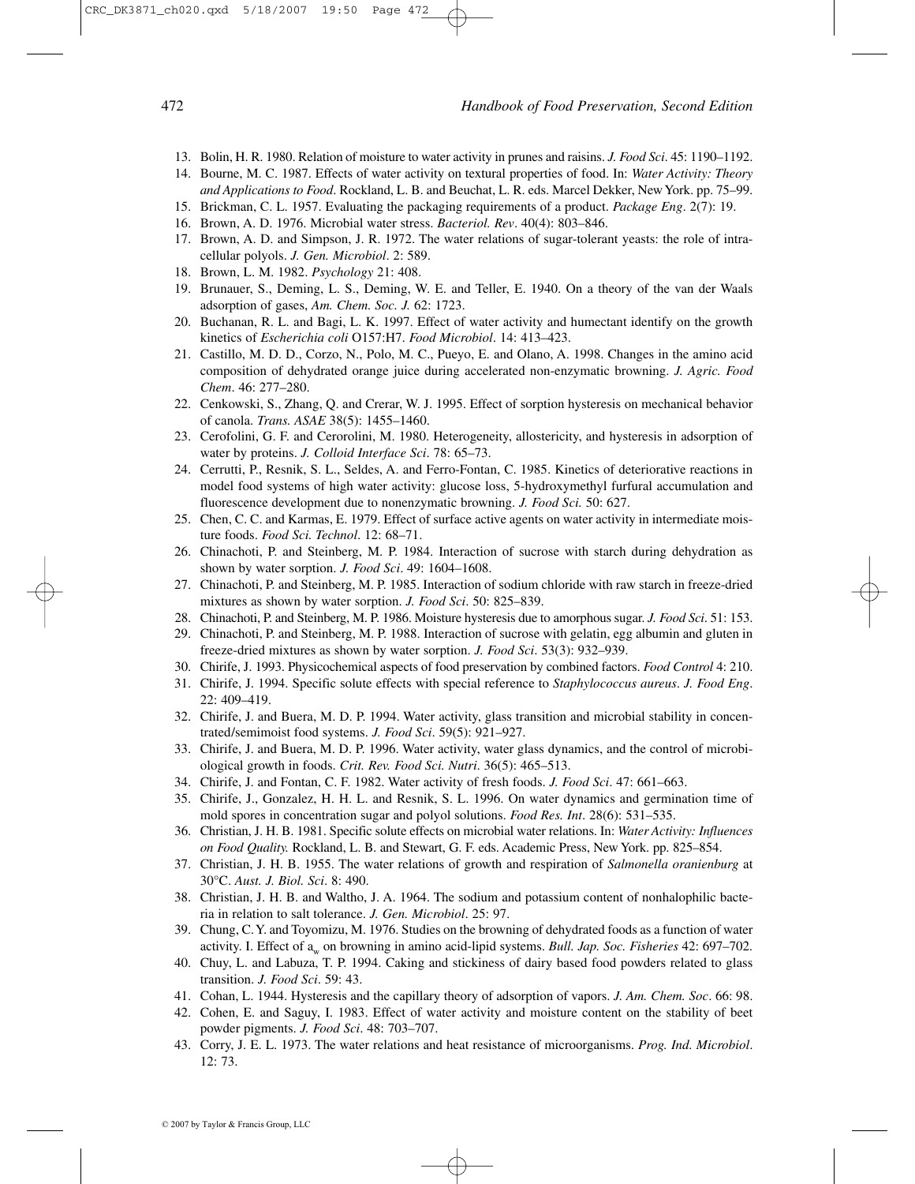13. Bolin, H. R. 1980. Relation of moisture to water activity in prunes and raisins. *J. Food Sci*. 45: 1190–1192.
14. Bourne, M. C. 1987. Effects of water activity on textural properties of food. In: *Water Activity: Theory and Applications to Food*. Rockland, L. B. and Beuchat, L. R. eds. Marcel Dekker, New York. pp. 75–99.
15. Brickman, C. L. 1957. Evaluating the packaging requirements of a product. *Package Eng*. 2(7): 19.
16. Brown, A. D. 1976. Microbial water stress. *Bacteriol. Rev*. 40(4): 803–846.
17. Brown, A. D. and Simpson, J. R. 1972. The water relations of sugar-tolerant yeasts: the role of intracellular polyols. *J. Gen. Microbiol*. 2: 589.
18. Brown, L. M. 1982. *Psychology* 21: 408.
19. Brunauer, S., Deming, L. S., Deming, W. E. and Teller, E. 1940. On a theory of the van der Waals adsorption of gases, *Am. Chem. Soc. J.* 62: 1723.
20. Buchanan, R. L. and Bagi, L. K. 1997. Effect of water activity and humectant identify on the growth kinetics of *Escherichia coli* O157:H7. *Food Microbiol*. 14: 413–423.
21. Castillo, M. D. D., Corzo, N., Polo, M. C., Pueyo, E. and Olano, A. 1998. Changes in the amino acid composition of dehydrated orange juice during accelerated non-enzymatic browning. *J. Agric. Food Chem*. 46: 277–280.
22. Cenkowski, S., Zhang, Q. and Crerar, W. J. 1995. Effect of sorption hysteresis on mechanical behavior of canola. *Trans. ASAE* 38(5): 1455–1460.
23. Cerofolini, G. F. and Cerorolini, M. 1980. Heterogeneity, allostericity, and hysteresis in adsorption of water by proteins. *J. Colloid Interface Sci*. 78: 65–73.
24. Cerrutti, P., Resnik, S. L., Seldes, A. and Ferro-Fontan, C. 1985. Kinetics of deteriorative reactions in model food systems of high water activity: glucose loss, 5-hydroxymethyl furfural accumulation and fluorescence development due to nonenzymatic browning. *J. Food Sci.* 50: 627.
25. Chen, C. C. and Karmas, E. 1979. Effect of surface active agents on water activity in intermediate moisture foods. *Food Sci. Technol*. 12: 68–71.
26. Chinachoti, P. and Steinberg, M. P. 1984. Interaction of sucrose with starch during dehydration as shown by water sorption. *J. Food Sci*. 49: 1604–1608.
27. Chinachoti, P. and Steinberg, M. P. 1985. Interaction of sodium chloride with raw starch in freeze-dried mixtures as shown by water sorption. *J. Food Sci*. 50: 825–839.
28. Chinachoti, P. and Steinberg, M. P. 1986. Moisture hysteresis due to amorphous sugar. *J. Food Sci*. 51: 153.
29. Chinachoti, P. and Steinberg, M. P. 1988. Interaction of sucrose with gelatin, egg albumin and gluten in freeze-dried mixtures as shown by water sorption. *J. Food Sci*. 53(3): 932–939.
30. Chirife, J. 1993. Physicochemical aspects of food preservation by combined factors. *Food Control* 4: 210.
31. Chirife, J. 1994. Specific solute effects with special reference to *Staphylococcus aureus*. *J. Food Eng*. 22: 409–419.
32. Chirife, J. and Buera, M. D. P. 1994. Water activity, glass transition and microbial stability in concentrated/semimoist food systems. *J. Food Sci*. 59(5): 921–927.
33. Chirife, J. and Buera, M. D. P. 1996. Water activity, water glass dynamics, and the control of microbiological growth in foods. *Crit. Rev. Food Sci. Nutri*. 36(5): 465–513.
34. Chirife, J. and Fontan, C. F. 1982. Water activity of fresh foods. *J. Food Sci*. 47: 661–663.
35. Chirife, J., Gonzalez, H. H. L. and Resnik, S. L. 1996. On water dynamics and germination time of mold spores in concentration sugar and polyol solutions. *Food Res. Int*. 28(6): 531–535.
36. Christian, J. H. B. 1981. Specific solute effects on microbial water relations. In: *Water Activity: Influences on Food Quality.* Rockland, L. B. and Stewart, G. F. eds. Academic Press, New York. pp. 825–854.
37. Christian, J. H. B. 1955. The water relations of growth and respiration of *Salmonella oranienburg* at 30°C. *Aust. J. Biol. Sci*. 8: 490.
38. Christian, J. H. B. and Waltho, J. A. 1964. The sodium and potassium content of nonhalophilic bacteria in relation to salt tolerance. *J. Gen. Microbiol*. 25: 97.
39. Chung, C. Y. and Toyomizu, M. 1976. Studies on the browning of dehydrated foods as a function of water activity. I. Effect of $a_w$ on browning in amino acid-lipid systems. *Bull. Jap. Soc. Fisheries* 42: 697–702.
40. Chuy, L. and Labuza, T. P. 1994. Caking and stickiness of dairy based food powders related to glass transition. *J. Food Sci*. 59: 43.
41. Cohan, L. 1944. Hysteresis and the capillary theory of adsorption of vapors. *J. Am. Chem. Soc*. 66: 98.
42. Cohen, E. and Saguy, I. 1983. Effect of water activity and moisture content on the stability of beet powder pigments. *J. Food Sci*. 48: 703–707.
43. Corry, J. E. L. 1973. The water relations and heat resistance of microorganisms. *Prog. Ind. Microbiol*. 12: 73.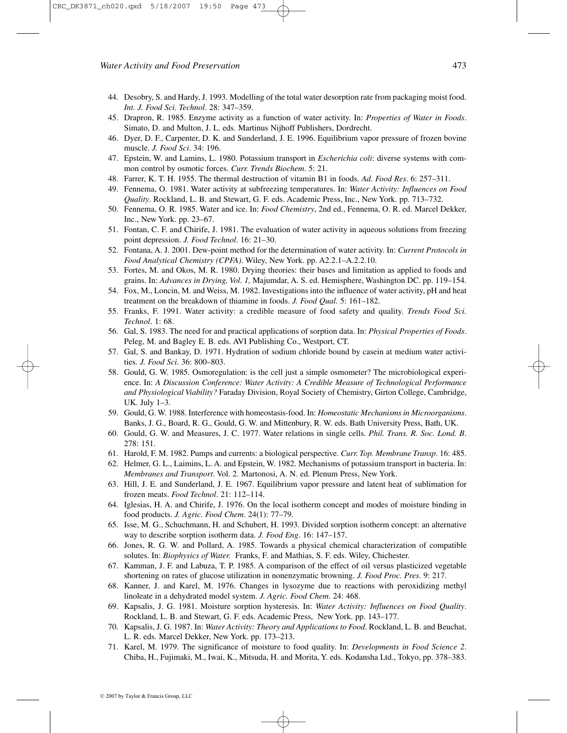44. Desobry, S. and Hardy, J. 1993. Modelling of the total water desorption rate from packaging moist food. *Int. J. Food Sci. Technol*. 28: 347–359.
45. Drapron, R. 1985. Enzyme activity as a function of water activity. In: *Properties of Water in Foods*. Simato, D. and Multon, J. L. eds. Martinus Nijhoff Publishers, Dordrecht.
46. Dyer, D. F., Carpenter, D. K. and Sunderland, J. E. 1996. Equilibrium vapor pressure of frozen bovine muscle. *J. Food Sci*. 34: 196.
47. Epstein, W. and Lamins, L. 1980. Potassium transport in *Escherichia coli*: diverse systems with common control by osmotic forces. *Curr. Trends Biochem*. 5: 21.
48. Farrer, K. T. H. 1955. The thermal destruction of vitamin B1 in foods. *Ad. Food Res*. 6: 257–311.
49. Fennema, O. 1981. Water activity at subfreezing temperatures. In: *Water Activity: Influences on Food Quality*. Rockland, L. B. and Stewart, G. F. eds. Academic Press, Inc., New York. pp. 713–732.
50. Fennema, O. R. 1985. Water and ice. In: *Food Chemistry*, 2nd ed., Fennema, O. R. ed. Marcel Dekker, Inc., New York. pp. 23–67.
51. Fontan, C. F. and Chirife, J. 1981. The evaluation of water activity in aqueous solutions from freezing point depression. *J. Food Technol*. 16: 21–30.
52. Fontana, A. J. 2001. Dew-point method for the determination of water activity. In: *Current Protocols in Food Analytical Chemistry (CPFA)*. Wiley, New York. pp. A2.2.1–A.2.2.10.
53. Fortes, M. and Okos, M. R. 1980. Drying theories: their bases and limitation as applied to foods and grains. In: *Advances in Drying, Vol. 1,* Majumdar, A. S. ed. Hemisphere, Washington DC. pp. 119–154.
54. Fox, M., Loncin, M. and Weiss, M. 1982. Investigations into the influence of water activity, pH and heat treatment on the breakdown of thiamine in foods. *J. Food Qual.* 5: 161–182.
55. Franks, F. 1991. Water activity: a credible measure of food safety and quality. *Trends Food Sci. Technol*. 1: 68.
56. Gal, S. 1983. The need for and practical applications of sorption data. In: *Physical Properties of Foods*. Peleg, M. and Bagley E. B. eds. AVI Publishing Co., Westport, CT.
57. Gal, S. and Bankay, D. 1971. Hydration of sodium chloride bound by casein at medium water activities. *J. Food Sci*. 36: 800–803.
58. Gould, G. W. 1985. Osmoregulation: is the cell just a simple osmometer? The microbiological experience. In: *A Discussion Conference: Water Activity: A Credible Measure of Technological Performance and Physiological Viability?* Faraday Division, Royal Society of Chemistry, Girton College, Cambridge, UK. July 1–3.
59. Gould, G. W. 1988. Interference with homeostasis-food. In: *Homeostatic Mechanisms in Microorganisms*. Banks, J. G., Board, R. G., Gould, G. W. and Mittenbury, R. W. eds. Bath University Press, Bath, UK.
60. Gould, G. W. and Measures, J. C. 1977. Water relations in single cells. *Phil. Trans. R. Soc. Lond. B*. 278: 151.
61. Harold, F. M. 1982. Pumps and currents: a biological perspective. *Curr. Top. Membrane Transp*. 16: 485.
62. Helmer, G. L., Laimins, L. A. and Epstein, W. 1982. Mechanisms of potassium transport in bacteria. In: *Membranes and Transport*. Vol. 2. Martonosi, A. N. ed. Plenum Press, New York.
63. Hill, J. E. and Sunderland, J. E. 1967. Equilibrium vapor pressure and latent heat of sublimation for frozen meats. *Food Technol*. 21: 112–114.
64. Iglesias, H. A. and Chirife, J. 1976. On the local isotherm concept and modes of moisture binding in food products. *J. Agric. Food Chem*. 24(1): 77–79.
65. Isse, M. G., Schuchmann, H. and Schubert, H. 1993. Divided sorption isotherm concept: an alternative way to describe sorption isotherm data. *J. Food Eng*. 16: 147–157.
66. Jones, R. G. W. and Pollard, A. 1985. Towards a physical chemical characterization of compatible solutes. In: *Biophysics of Water.* Franks, F. and Mathias, S. F. eds. Wiley, Chichester.
67. Kamman, J. F. and Labuza, T. P. 1985. A comparison of the effect of oil versus plasticized vegetable shortening on rates of glucose utilization in nonenzymatic browning. *J. Food Proc. Pres*. 9: 217.
68. Kanner, J. and Karel, M. 1976. Changes in lysozyme due to reactions with peroxidizing methyl linoleate in a dehydrated model system. *J. Agric. Food Chem*. 24: 468.
69. Kapsalis, J. G. 1981. Moisture sorption hysteresis. In: *Water Activity: Influences on Food Quality*. Rockland, L. B. and Stewart, G. F. eds. Academic Press, New York. pp. 143–177.
70. Kapsalis, J. G. 1987. In: *Water Activity: Theory and Applications to Food*. Rockland, L. B. and Beuchat, L. R. eds. Marcel Dekker, New York. pp. 173–213.
71. Karel, M. 1979. The significance of moisture to food quality. In: *Developments in Food Science 2*. Chiba, H., Fujimaki, M., Iwai, K., Mitsuda, H. and Morita, Y. eds. Kodansha Ltd., Tokyo, pp. 378–383.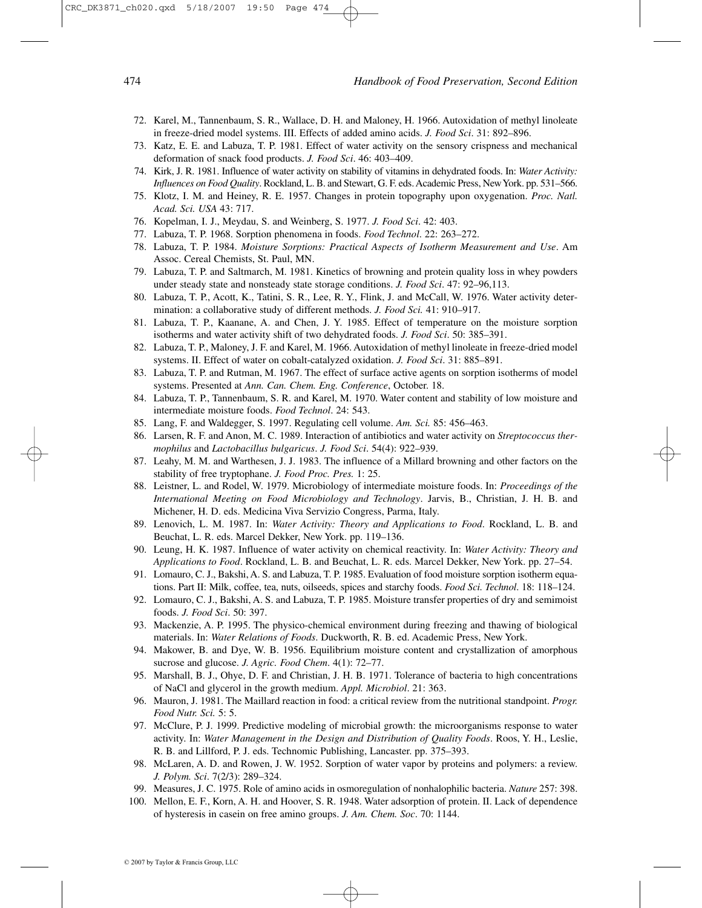72. Karel, M., Tannenbaum, S. R., Wallace, D. H. and Maloney, H. 1966. Autoxidation of methyl linoleate in freeze-dried model systems. III. Effects of added amino acids. *J. Food Sci*. 31: 892–896.
73. Katz, E. E. and Labuza, T. P. 1981. Effect of water activity on the sensory crispness and mechanical deformation of snack food products. *J. Food Sci*. 46: 403–409.
74. Kirk, J. R. 1981. Influence of water activity on stability of vitamins in dehydrated foods. In: *Water Activity: Influences on Food Quality*. Rockland, L. B. and Stewart, G. F. eds. Academic Press, New York. pp. 531–566.
75. Klotz, I. M. and Heiney, R. E. 1957. Changes in protein topography upon oxygenation. *Proc. Natl. Acad. Sci. USA* 43: 717.
76. Kopelman, I. J., Meydau, S. and Weinberg, S. 1977. *J. Food Sci*. 42: 403.
77. Labuza, T. P. 1968. Sorption phenomena in foods. *Food Technol*. 22: 263–272.
78. Labuza, T. P. 1984. *Moisture Sorptions: Practical Aspects of Isotherm Measurement and Use*. Am Assoc. Cereal Chemists, St. Paul, MN.
79. Labuza, T. P. and Saltmarch, M. 1981. Kinetics of browning and protein quality loss in whey powders under steady state and nonsteady state storage conditions. *J. Food Sci*. 47: 92–96,113.
80. Labuza, T. P., Acott, K., Tatini, S. R., Lee, R. Y., Flink, J. and McCall, W. 1976. Water activity determination: a collaborative study of different methods. *J. Food Sci.* 41: 910–917.
81. Labuza, T. P., Kaanane, A. and Chen, J. Y. 1985. Effect of temperature on the moisture sorption isotherms and water activity shift of two dehydrated foods. *J. Food Sci*. 50: 385–391.
82. Labuza, T. P., Maloney, J. F. and Karel, M. 1966. Autoxidation of methyl linoleate in freeze-dried model systems. II. Effect of water on cobalt-catalyzed oxidation. *J. Food Sci*. 31: 885–891.
83. Labuza, T. P. and Rutman, M. 1967. The effect of surface active agents on sorption isotherms of model systems. Presented at *Ann. Can. Chem. Eng. Conference*, October. 18.
84. Labuza, T. P., Tannenbaum, S. R. and Karel, M. 1970. Water content and stability of low moisture and intermediate moisture foods. *Food Technol*. 24: 543.
85. Lang, F. and Waldegger, S. 1997. Regulating cell volume. *Am. Sci.* 85: 456–463.
86. Larsen, R. F. and Anon, M. C. 1989. Interaction of antibiotics and water activity on *Streptococcus thermophilus* and *Lactobacillus bulgaricus*. *J. Food Sci*. 54(4): 922–939.
87. Leahy, M. M. and Warthesen, J. J. 1983. The influence of a Millard browning and other factors on the stability of free tryptophane. *J. Food Proc. Pres.* 1: 25.
88. Leistner, L. and Rodel, W. 1979. Microbiology of intermediate moisture foods. In: *Proceedings of the International Meeting on Food Microbiology and Technology*. Jarvis, B., Christian, J. H. B. and Michener, H. D. eds. Medicina Viva Servizio Congress, Parma, Italy.
89. Lenovich, L. M. 1987. In: *Water Activity: Theory and Applications to Food*. Rockland, L. B. and Beuchat, L. R. eds. Marcel Dekker, New York. pp. 119–136.
90. Leung, H. K. 1987. Influence of water activity on chemical reactivity. In: *Water Activity: Theory and Applications to Food*. Rockland, L. B. and Beuchat, L. R. eds. Marcel Dekker, New York. pp. 27–54.
91. Lomauro, C. J., Bakshi, A. S. and Labuza, T. P. 1985. Evaluation of food moisture sorption isotherm equations. Part II: Milk, coffee, tea, nuts, oilseeds, spices and starchy foods. *Food Sci. Technol*. 18: 118–124.
92. Lomauro, C. J., Bakshi, A. S. and Labuza, T. P. 1985. Moisture transfer properties of dry and semimoist foods. *J. Food Sci*. 50: 397.
93. Mackenzie, A. P. 1995. The physico-chemical environment during freezing and thawing of biological materials. In: *Water Relations of Foods*. Duckworth, R. B. ed. Academic Press, New York.
94. Makower, B. and Dye, W. B. 1956. Equilibrium moisture content and crystallization of amorphous sucrose and glucose. *J. Agric. Food Chem*. 4(1): 72–77.
95. Marshall, B. J., Ohye, D. F. and Christian, J. H. B. 1971. Tolerance of bacteria to high concentrations of NaCl and glycerol in the growth medium. *Appl. Microbiol*. 21: 363.
96. Mauron, J. 1981. The Maillard reaction in food: a critical review from the nutritional standpoint. *Progr. Food Nutr. Sci.* 5: 5.
97. McClure, P. J. 1999. Predictive modeling of microbial growth: the microorganisms response to water activity. In: *Water Management in the Design and Distribution of Quality Foods*. Roos, Y. H., Leslie, R. B. and Lillford, P. J. eds. Technomic Publishing, Lancaster. pp. 375–393.
98. McLaren, A. D. and Rowen, J. W. 1952. Sorption of water vapor by proteins and polymers: a review. *J. Polym. Sci*. 7(2/3): 289–324.
99. Measures, J. C. 1975. Role of amino acids in osmoregulation of nonhalophilic bacteria. *Nature* 257: 398.
100. Mellon, E. F., Korn, A. H. and Hoover, S. R. 1948. Water adsorption of protein. II. Lack of dependence of hysteresis in casein on free amino groups. *J. Am. Chem. Soc*. 70: 1144.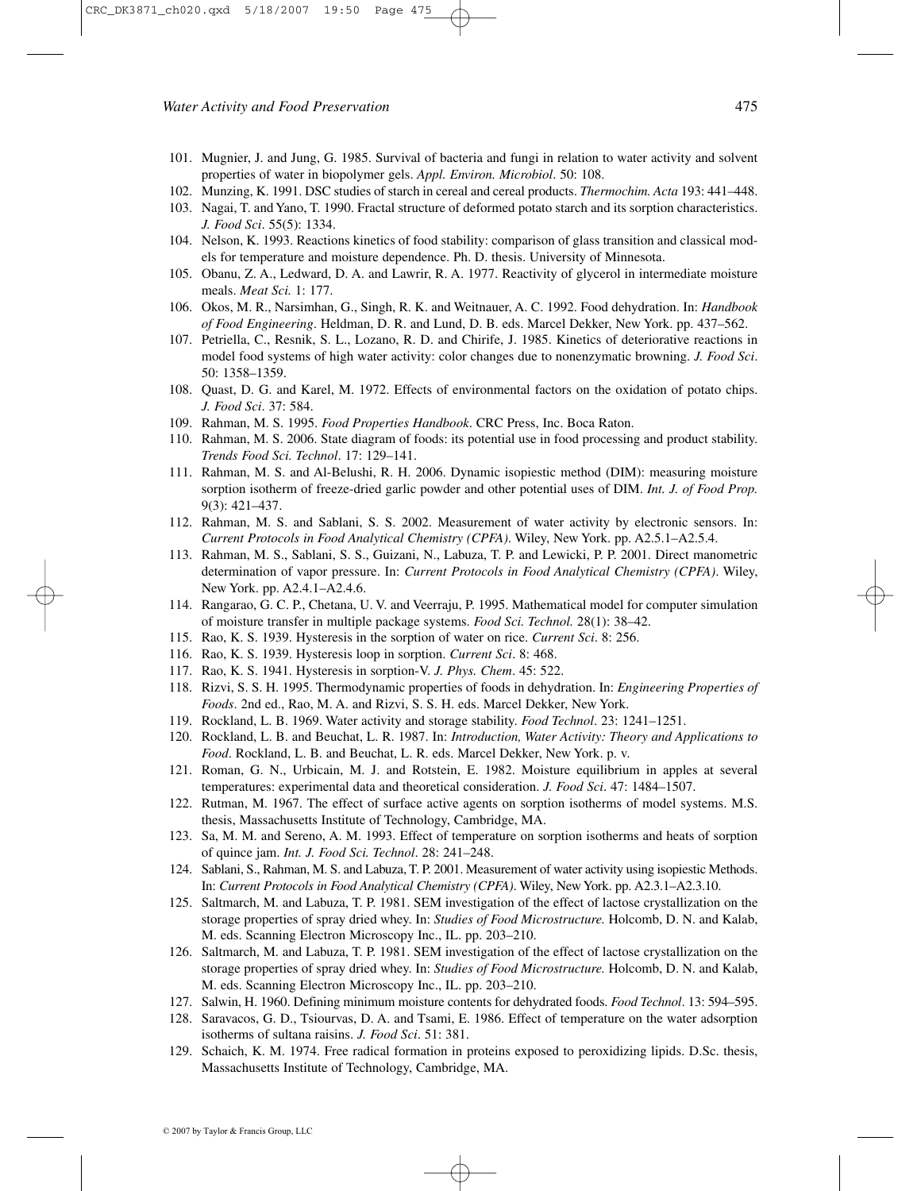101. Mugnier, J. and Jung, G. 1985. Survival of bacteria and fungi in relation to water activity and solvent properties of water in biopolymer gels. *Appl. Environ. Microbiol*. 50: 108.
102. Munzing, K. 1991. DSC studies of starch in cereal and cereal products. *Thermochim. Acta* 193: 441–448.
103. Nagai, T. and Yano, T. 1990. Fractal structure of deformed potato starch and its sorption characteristics. *J. Food Sci*. 55(5): 1334.
104. Nelson, K. 1993. Reactions kinetics of food stability: comparison of glass transition and classical models for temperature and moisture dependence. Ph. D. thesis. University of Minnesota.
105. Obanu, Z. A., Ledward, D. A. and Lawrir, R. A. 1977. Reactivity of glycerol in intermediate moisture meals. *Meat Sci.* 1: 177.
106. Okos, M. R., Narsimhan, G., Singh, R. K. and Weitnauer, A. C. 1992. Food dehydration. In: *Handbook of Food Engineering*. Heldman, D. R. and Lund, D. B. eds. Marcel Dekker, New York. pp. 437–562.
107. Petriella, C., Resnik, S. L., Lozano, R. D. and Chirife, J. 1985. Kinetics of deteriorative reactions in model food systems of high water activity: color changes due to nonenzymatic browning. *J. Food Sci*. 50: 1358–1359.
108. Quast, D. G. and Karel, M. 1972. Effects of environmental factors on the oxidation of potato chips. *J. Food Sci*. 37: 584.
109. Rahman, M. S. 1995. *Food Properties Handbook*. CRC Press, Inc. Boca Raton.
110. Rahman, M. S. 2006. State diagram of foods: its potential use in food processing and product stability. *Trends Food Sci. Technol*. 17: 129–141.
111. Rahman, M. S. and Al-Belushi, R. H. 2006. Dynamic isopiestic method (DIM): measuring moisture sorption isotherm of freeze-dried garlic powder and other potential uses of DIM. *Int. J. of Food Prop.* 9(3): 421–437.
112. Rahman, M. S. and Sablani, S. S. 2002. Measurement of water activity by electronic sensors. In: *Current Protocols in Food Analytical Chemistry (CPFA)*. Wiley, New York. pp. A2.5.1–A2.5.4.
113. Rahman, M. S., Sablani, S. S., Guizani, N., Labuza, T. P. and Lewicki, P. P. 2001. Direct manometric determination of vapor pressure. In: *Current Protocols in Food Analytical Chemistry (CPFA)*. Wiley, New York. pp. A2.4.1–A2.4.6.
114. Rangarao, G. C. P., Chetana, U. V. and Veerraju, P. 1995. Mathematical model for computer simulation of moisture transfer in multiple package systems. *Food Sci. Technol.* 28(1): 38–42.
115. Rao, K. S. 1939. Hysteresis in the sorption of water on rice. *Current Sci*. 8: 256.
116. Rao, K. S. 1939. Hysteresis loop in sorption. *Current Sci*. 8: 468.
117. Rao, K. S. 1941. Hysteresis in sorption-V. *J. Phys. Chem*. 45: 522.
118. Rizvi, S. S. H. 1995. Thermodynamic properties of foods in dehydration. In: *Engineering Properties of Foods*. 2nd ed., Rao, M. A. and Rizvi, S. S. H. eds. Marcel Dekker, New York.
119. Rockland, L. B. 1969. Water activity and storage stability. *Food Technol*. 23: 1241–1251.
120. Rockland, L. B. and Beuchat, L. R. 1987. In: *Introduction, Water Activity: Theory and Applications to Food*. Rockland, L. B. and Beuchat, L. R. eds. Marcel Dekker, New York. p. v.
121. Roman, G. N., Urbicain, M. J. and Rotstein, E. 1982. Moisture equilibrium in apples at several temperatures: experimental data and theoretical consideration. *J. Food Sci*. 47: 1484–1507.
122. Rutman, M. 1967. The effect of surface active agents on sorption isotherms of model systems. M.S. thesis, Massachusetts Institute of Technology, Cambridge, MA.
123. Sa, M. M. and Sereno, A. M. 1993. Effect of temperature on sorption isotherms and heats of sorption of quince jam. *Int. J. Food Sci. Technol*. 28: 241–248.
124. Sablani, S., Rahman, M. S. and Labuza, T. P. 2001. Measurement of water activity using isopiestic Methods. In: *Current Protocols in Food Analytical Chemistry (CPFA)*. Wiley, New York. pp. A2.3.1–A2.3.10.
125. Saltmarch, M. and Labuza, T. P. 1981. SEM investigation of the effect of lactose crystallization on the storage properties of spray dried whey. In: *Studies of Food Microstructure.* Holcomb, D. N. and Kalab, M. eds. Scanning Electron Microscopy Inc., IL. pp. 203–210.
126. Saltmarch, M. and Labuza, T. P. 1981. SEM investigation of the effect of lactose crystallization on the storage properties of spray dried whey. In: *Studies of Food Microstructure.* Holcomb, D. N. and Kalab, M. eds. Scanning Electron Microscopy Inc., IL. pp. 203–210.
127. Salwin, H. 1960. Defining minimum moisture contents for dehydrated foods. *Food Technol*. 13: 594–595.
128. Saravacos, G. D., Tsiourvas, D. A. and Tsami, E. 1986. Effect of temperature on the water adsorption isotherms of sultana raisins. *J. Food Sci*. 51: 381.
129. Schaich, K. M. 1974. Free radical formation in proteins exposed to peroxidizing lipids. D.Sc. thesis, Massachusetts Institute of Technology, Cambridge, MA.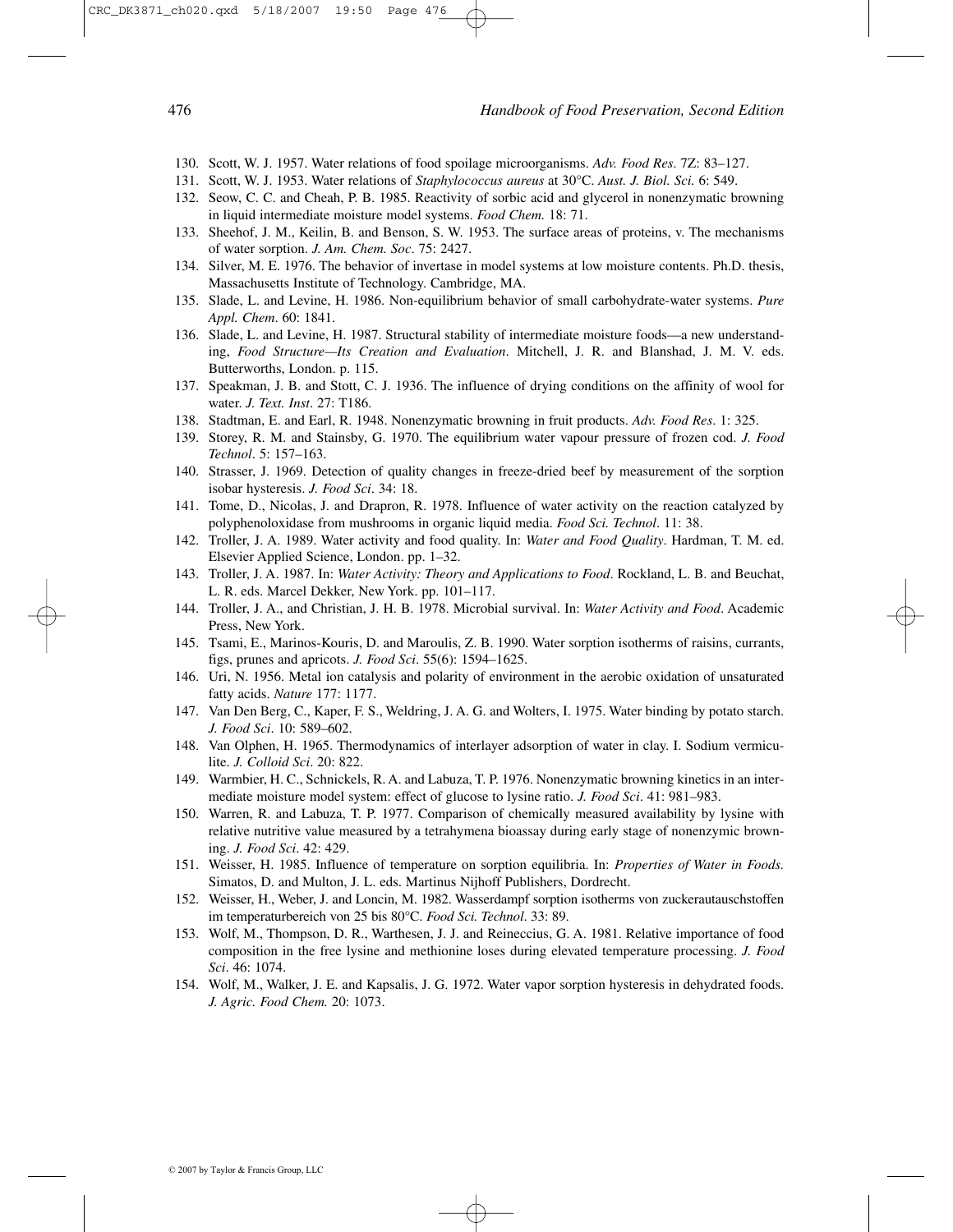130. Scott, W. J. 1957. Water relations of food spoilage microorganisms. *Adv. Food Res*. 7Z: 83–127.
131. Scott, W. J. 1953. Water relations of *Staphylococcus aureus* at 30°C. *Aust. J. Biol. Sci.* 6: 549.
132. Seow, C. C. and Cheah, P. B. 1985. Reactivity of sorbic acid and glycerol in nonenzymatic browning in liquid intermediate moisture model systems. *Food Chem.* 18: 71.
133. Sheehof, J. M., Keilin, B. and Benson, S. W. 1953. The surface areas of proteins, v. The mechanisms of water sorption. *J. Am. Chem. Soc*. 75: 2427.
134. Silver, M. E. 1976. The behavior of invertase in model systems at low moisture contents. Ph.D. thesis, Massachusetts Institute of Technology. Cambridge, MA.
135. Slade, L. and Levine, H. 1986. Non-equilibrium behavior of small carbohydrate-water systems. *Pure Appl. Chem*. 60: 1841.
136. Slade, L. and Levine, H. 1987. Structural stability of intermediate moisture foods—a new understanding, *Food Structure—Its Creation and Evaluation*. Mitchell, J. R. and Blanshad, J. M. V. eds. Butterworths, London. p. 115.
137. Speakman, J. B. and Stott, C. J. 1936. The influence of drying conditions on the affinity of wool for water. *J. Text. Inst*. 27: T186.
138. Stadtman, E. and Earl, R. 1948. Nonenzymatic browning in fruit products. *Adv. Food Res*. 1: 325.
139. Storey, R. M. and Stainsby, G. 1970. The equilibrium water vapour pressure of frozen cod. *J. Food Technol*. 5: 157–163.
140. Strasser, J. 1969. Detection of quality changes in freeze-dried beef by measurement of the sorption isobar hysteresis. *J. Food Sci*. 34: 18.
141. Tome, D., Nicolas, J. and Drapron, R. 1978. Influence of water activity on the reaction catalyzed by polyphenoloxidase from mushrooms in organic liquid media. *Food Sci. Technol*. 11: 38.
142. Troller, J. A. 1989. Water activity and food quality. In: *Water and Food Quality*. Hardman, T. M. ed. Elsevier Applied Science, London. pp. 1–32.
143. Troller, J. A. 1987. In: *Water Activity: Theory and Applications to Food*. Rockland, L. B. and Beuchat, L. R. eds. Marcel Dekker, New York. pp. 101–117.
144. Troller, J. A., and Christian, J. H. B. 1978. Microbial survival. In: *Water Activity and Food*. Academic Press, New York.
145. Tsami, E., Marinos-Kouris, D. and Maroulis, Z. B. 1990. Water sorption isotherms of raisins, currants, figs, prunes and apricots. *J. Food Sci*. 55(6): 1594–1625.
146. Uri, N. 1956. Metal ion catalysis and polarity of environment in the aerobic oxidation of unsaturated fatty acids. *Nature* 177: 1177.
147. Van Den Berg, C., Kaper, F. S., Weldring, J. A. G. and Wolters, I. 1975. Water binding by potato starch. *J. Food Sci*. 10: 589–602.
148. Van Olphen, H. 1965. Thermodynamics of interlayer adsorption of water in clay. I. Sodium vermiculite. *J. Colloid Sci*. 20: 822.
149. Warmbier, H. C., Schnickels, R. A. and Labuza, T. P. 1976. Nonenzymatic browning kinetics in an intermediate moisture model system: effect of glucose to lysine ratio. *J. Food Sci*. 41: 981–983.
150. Warren, R. and Labuza, T. P. 1977. Comparison of chemically measured availability by lysine with relative nutritive value measured by a tetrahymena bioassay during early stage of nonenzymic browning. *J. Food Sci*. 42: 429.
151. Weisser, H. 1985. Influence of temperature on sorption equilibria. In: *Properties of Water in Foods.* Simatos, D. and Multon, J. L. eds. Martinus Nijhoff Publishers, Dordrecht.
152. Weisser, H., Weber, J. and Loncin, M. 1982. Wasserdampf sorption isotherms von zuckerautauschstoffen im temperaturbereich von 25 bis 80°C. *Food Sci. Technol*. 33: 89.
153. Wolf, M., Thompson, D. R., Warthesen, J. J. and Reineccius, G. A. 1981. Relative importance of food composition in the free lysine and methionine loses during elevated temperature processing. *J. Food Sci*. 46: 1074.
154. Wolf, M., Walker, J. E. and Kapsalis, J. G. 1972. Water vapor sorption hysteresis in dehydrated foods. *J. Agric. Food Chem.* 20: 1073.